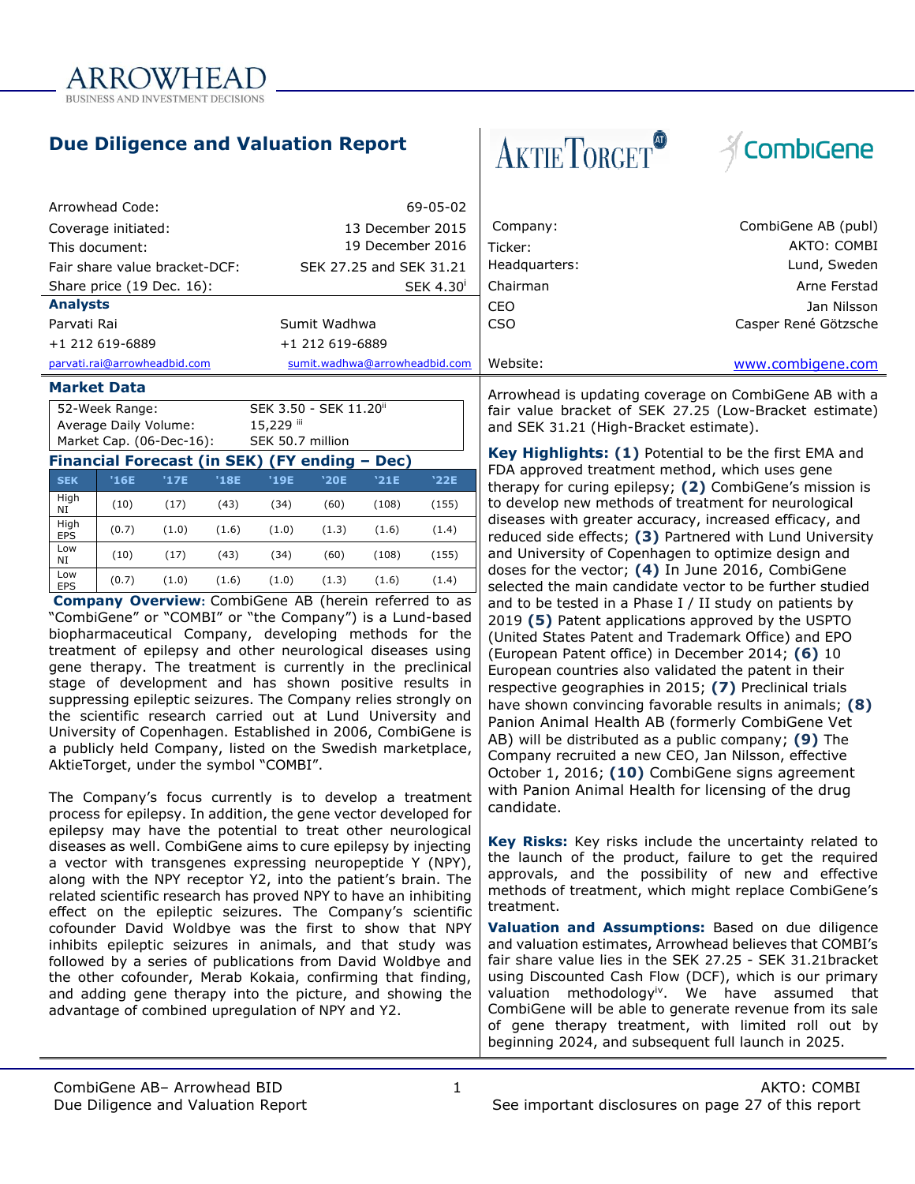ARROWHEAD
BUSINESS AND INVESTMENT DECISIONS

# Due Diligence and Valuation Report

| | |
|---|---|
| Arrowhead Code: | 69-05-02 |
| Coverage initiated: | 13 December 2015 |
| This document: | 19 December 2016 |
| Fair share value bracket-DCF: | SEK 27.25 and SEK 31.21 |
| Share price (19 Dec. 16): | SEK 4.30[i] |

**Analysts**

| | |
|---|---|
| Parvati Rai | Sumit Wadhwa |
| +1 212 619-6889 | +1 212 619-6889 |
| parvati.rai@arrowheadbid.com | sumit.wadhwa@arrowheadbid.com |

AktieTorget | CombiGene

| | |
|---|---|
| Company: | CombiGene AB (publ) |
| Ticker: | AKTO: COMBI |
| Headquarters: | Lund, Sweden |
| Chairman | Arne Ferstad |
| CEO | Jan Nilsson |
| CSO | Casper René Götzsche |
| Website: | www.combigene.com |

## Market Data

| | |
|---|---|
| 52-Week Range: | SEK 3.50 - SEK 11.20[ii] |
| Average Daily Volume: | 15,229 [iii] |
| Market Cap. (06-Dec-16): | SEK 50.7 million |

## Financial Forecast (in SEK) (FY ending – Dec)

| SEK | '16E | '17E | '18E | '19E | '20E | '21E | '22E |
|---|---|---|---|---|---|---|---|
| High NI | (10) | (17) | (43) | (34) | (60) | (108) | (155) |
| High EPS | (0.7) | (1.0) | (1.6) | (1.0) | (1.3) | (1.6) | (1.4) |
| Low NI | (10) | (17) | (43) | (34) | (60) | (108) | (155) |
| Low EPS | (0.7) | (1.0) | (1.6) | (1.0) | (1.3) | (1.6) | (1.4) |

**Company Overview:** CombiGene AB (herein referred to as "CombiGene" or "COMBI" or "the Company") is a Lund-based biopharmaceutical Company, developing methods for the treatment of epilepsy and other neurological diseases using gene therapy. The treatment is currently in the preclinical stage of development and has shown positive results in suppressing epileptic seizures. The Company relies strongly on the scientific research carried out at Lund University and University of Copenhagen. Established in 2006, CombiGene is a publicly held Company, listed on the Swedish marketplace, AktieTorget, under the symbol "COMBI".

The Company's focus currently is to develop a treatment process for epilepsy. In addition, the gene vector developed for epilepsy may have the potential to treat other neurological diseases as well. CombiGene aims to cure epilepsy by injecting a vector with transgenes expressing neuropeptide Y (NPY), along with the NPY receptor Y2, into the patient's brain. The related scientific research has proved NPY to have an inhibiting effect on the epileptic seizures. The Company's scientific cofounder David Woldbye was the first to show that NPY inhibits epileptic seizures in animals, and that study was followed by a series of publications from David Woldbye and the other cofounder, Merab Kokaia, confirming that finding, and adding gene therapy into the picture, and showing the advantage of combined upregulation of NPY and Y2.

Arrowhead is updating coverage on CombiGene AB with a fair value bracket of SEK 27.25 (Low-Bracket estimate) and SEK 31.21 (High-Bracket estimate).

**Key Highlights: (1)** Potential to be the first EMA and FDA approved treatment method, which uses gene therapy for curing epilepsy; **(2)** CombiGene's mission is to develop new methods of treatment for neurological diseases with greater accuracy, increased efficacy, and reduced side effects; **(3)** Partnered with Lund University and University of Copenhagen to optimize design and doses for the vector; **(4)** In June 2016, CombiGene selected the main candidate vector to be further studied and to be tested in a Phase I / II study on patients by 2019 **(5)** Patent applications approved by the USPTO (United States Patent and Trademark Office) and EPO (European Patent office) in December 2014; **(6)** 10 European countries also validated the patent in their respective geographies in 2015; **(7)** Preclinical trials have shown convincing favorable results in animals; **(8)** Panion Animal Health AB (formerly CombiGene Vet AB) will be distributed as a public company; **(9)** The Company recruited a new CEO, Jan Nilsson, effective October 1, 2016; **(10)** CombiGene signs agreement with Panion Animal Health for licensing of the drug candidate.

**Key Risks:** Key risks include the uncertainty related to the launch of the product, failure to get the required approvals, and the possibility of new and effective methods of treatment, which might replace CombiGene's treatment.

**Valuation and Assumptions:** Based on due diligence and valuation estimates, Arrowhead believes that COMBI's fair share value lies in the SEK 27.25 - SEK 31.21bracket using Discounted Cash Flow (DCF), which is our primary valuation methodology[iv]. We have assumed that CombiGene will be able to generate revenue from its sale of gene therapy treatment, with limited roll out by beginning 2024, and subsequent full launch in 2025.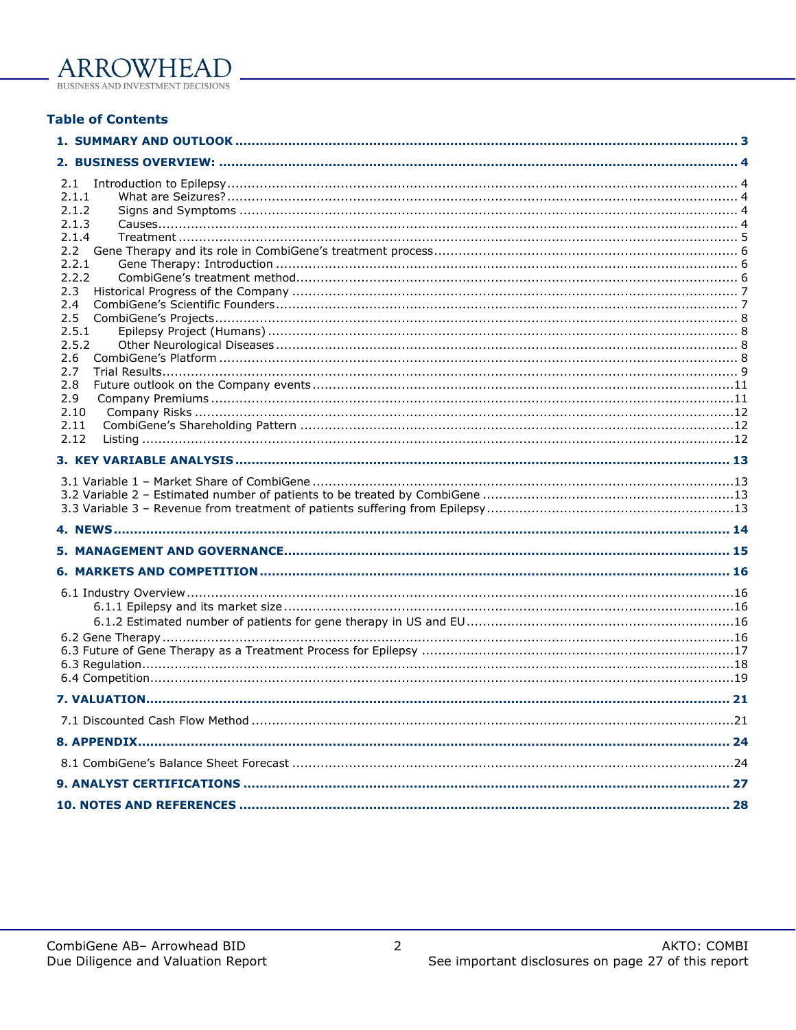## Table of Contents

**1. SUMMARY AND OUTLOOK ........................................................................................................................ 3**

**2. BUSINESS OVERVIEW: ........................................................................................................................ 4**

2.1 Introduction to Epilepsy ........................................................................................................................ 4
2.1.1 What are Seizures? ........................................................................................................................ 4
2.1.2 Signs and Symptoms ........................................................................................................................ 4
2.1.3 Causes ........................................................................................................................ 4
2.1.4 Treatment ........................................................................................................................ 5
2.2 Gene Therapy and its role in CombiGene's treatment process ........................................................................................................................ 6
2.2.1 Gene Therapy: Introduction ........................................................................................................................ 6
2.2.2 CombiGene's treatment method ........................................................................................................................ 6
2.3 Historical Progress of the Company ........................................................................................................................ 7
2.4 CombiGene's Scientific Founders ........................................................................................................................ 7
2.5 CombiGene's Projects ........................................................................................................................ 8
2.5.1 Epilepsy Project (Humans) ........................................................................................................................ 8
2.5.2 Other Neurological Diseases ........................................................................................................................ 8
2.6 CombiGene's Platform ........................................................................................................................ 8
2.7 Trial Results ........................................................................................................................ 9
2.8 Future outlook on the Company events ........................................................................................................................ 11
2.9 Company Premiums ........................................................................................................................ 11
2.10 Company Risks ........................................................................................................................ 12
2.11 CombiGene's Shareholding Pattern ........................................................................................................................ 12
2.12 Listing ........................................................................................................................ 12

**3. KEY VARIABLE ANALYSIS ........................................................................................................................ 13**

3.1 Variable 1 – Market Share of CombiGene ........................................................................................................................ 13
3.2 Variable 2 – Estimated number of patients to be treated by CombiGene ........................................................................................................................ 13
3.3 Variable 3 – Revenue from treatment of patients suffering from Epilepsy ........................................................................................................................ 13

**4. NEWS ........................................................................................................................ 14**

**5. MANAGEMENT AND GOVERNANCE ........................................................................................................................ 15**

**6. MARKETS AND COMPETITION ........................................................................................................................ 16**

6.1 Industry Overview ........................................................................................................................ 16
6.1.1 Epilepsy and its market size ........................................................................................................................ 16
6.1.2 Estimated number of patients for gene therapy in US and EU ........................................................................................................................ 16
6.2 Gene Therapy ........................................................................................................................ 16
6.3 Future of Gene Therapy as a Treatment Process for Epilepsy ........................................................................................................................ 17
6.3 Regulation ........................................................................................................................ 18
6.4 Competition ........................................................................................................................ 19

**7. VALUATION ........................................................................................................................ 21**

7.1 Discounted Cash Flow Method ........................................................................................................................ 21

**8. APPENDIX ........................................................................................................................ 24**

8.1 CombiGene's Balance Sheet Forecast ........................................................................................................................ 24

**9. ANALYST CERTIFICATIONS ........................................................................................................................ 27**

**10. NOTES AND REFERENCES ........................................................................................................................ 28**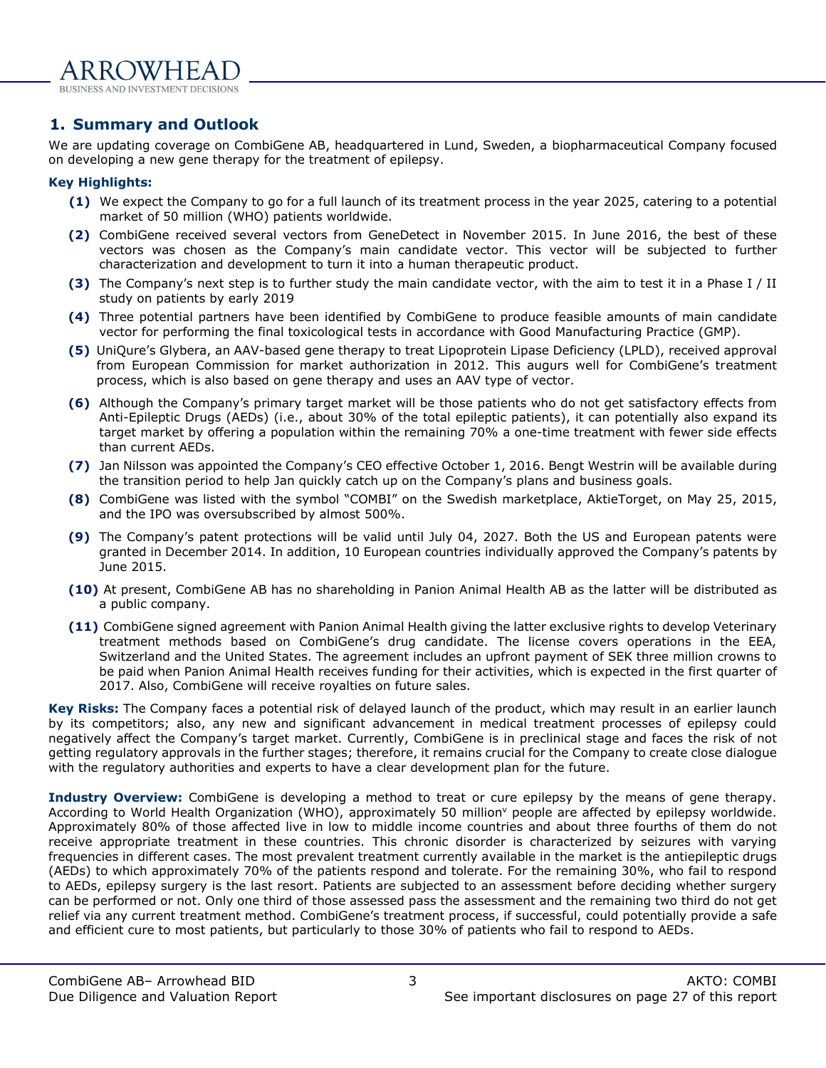## 1. Summary and Outlook

We are updating coverage on CombiGene AB, headquartered in Lund, Sweden, a biopharmaceutical Company focused on developing a new gene therapy for the treatment of epilepsy.

**Key Highlights:**

**(1)** We expect the Company to go for a full launch of its treatment process in the year 2025, catering to a potential market of 50 million (WHO) patients worldwide.

**(2)** CombiGene received several vectors from GeneDetect in November 2015. In June 2016, the best of these vectors was chosen as the Company's main candidate vector. This vector will be subjected to further characterization and development to turn it into a human therapeutic product.

**(3)** The Company's next step is to further study the main candidate vector, with the aim to test it in a Phase I / II study on patients by early 2019

**(4)** Three potential partners have been identified by CombiGene to produce feasible amounts of main candidate vector for performing the final toxicological tests in accordance with Good Manufacturing Practice (GMP).

**(5)** UniQure's Glybera, an AAV-based gene therapy to treat Lipoprotein Lipase Deficiency (LPLD), received approval from European Commission for market authorization in 2012. This augurs well for CombiGene's treatment process, which is also based on gene therapy and uses an AAV type of vector.

**(6)** Although the Company's primary target market will be those patients who do not get satisfactory effects from Anti-Epileptic Drugs (AEDs) (i.e., about 30% of the total epileptic patients), it can potentially also expand its target market by offering a population within the remaining 70% a one-time treatment with fewer side effects than current AEDs.

**(7)** Jan Nilsson was appointed the Company's CEO effective October 1, 2016. Bengt Westrin will be available during the transition period to help Jan quickly catch up on the Company's plans and business goals.

**(8)** CombiGene was listed with the symbol "COMBI" on the Swedish marketplace, AktieTorget, on May 25, 2015, and the IPO was oversubscribed by almost 500%.

**(9)** The Company's patent protections will be valid until July 04, 2027. Both the US and European patents were granted in December 2014. In addition, 10 European countries individually approved the Company's patents by June 2015.

**(10)** At present, CombiGene AB has no shareholding in Panion Animal Health AB as the latter will be distributed as a public company.

**(11)** CombiGene signed agreement with Panion Animal Health giving the latter exclusive rights to develop Veterinary treatment methods based on CombiGene's drug candidate. The license covers operations in the EEA, Switzerland and the United States. The agreement includes an upfront payment of SEK three million crowns to be paid when Panion Animal Health receives funding for their activities, which is expected in the first quarter of 2017. Also, CombiGene will receive royalties on future sales.

**Key Risks:** The Company faces a potential risk of delayed launch of the product, which may result in an earlier launch by its competitors; also, any new and significant advancement in medical treatment processes of epilepsy could negatively affect the Company's target market. Currently, CombiGene is in preclinical stage and faces the risk of not getting regulatory approvals in the further stages; therefore, it remains crucial for the Company to create close dialogue with the regulatory authorities and experts to have a clear development plan for the future.

**Industry Overview:** CombiGene is developing a method to treat or cure epilepsy by the means of gene therapy. According to World Health Organization (WHO), approximately 50 million[v] people are affected by epilepsy worldwide. Approximately 80% of those affected live in low to middle income countries and about three fourths of them do not receive appropriate treatment in these countries. This chronic disorder is characterized by seizures with varying frequencies in different cases. The most prevalent treatment currently available in the market is the antiepileptic drugs (AEDs) to which approximately 70% of the patients respond and tolerate. For the remaining 30%, who fail to respond to AEDs, epilepsy surgery is the last resort. Patients are subjected to an assessment before deciding whether surgery can be performed or not. Only one third of those assessed pass the assessment and the remaining two third do not get relief via any current treatment method. CombiGene's treatment process, if successful, could potentially provide a safe and efficient cure to most patients, but particularly to those 30% of patients who fail to respond to AEDs.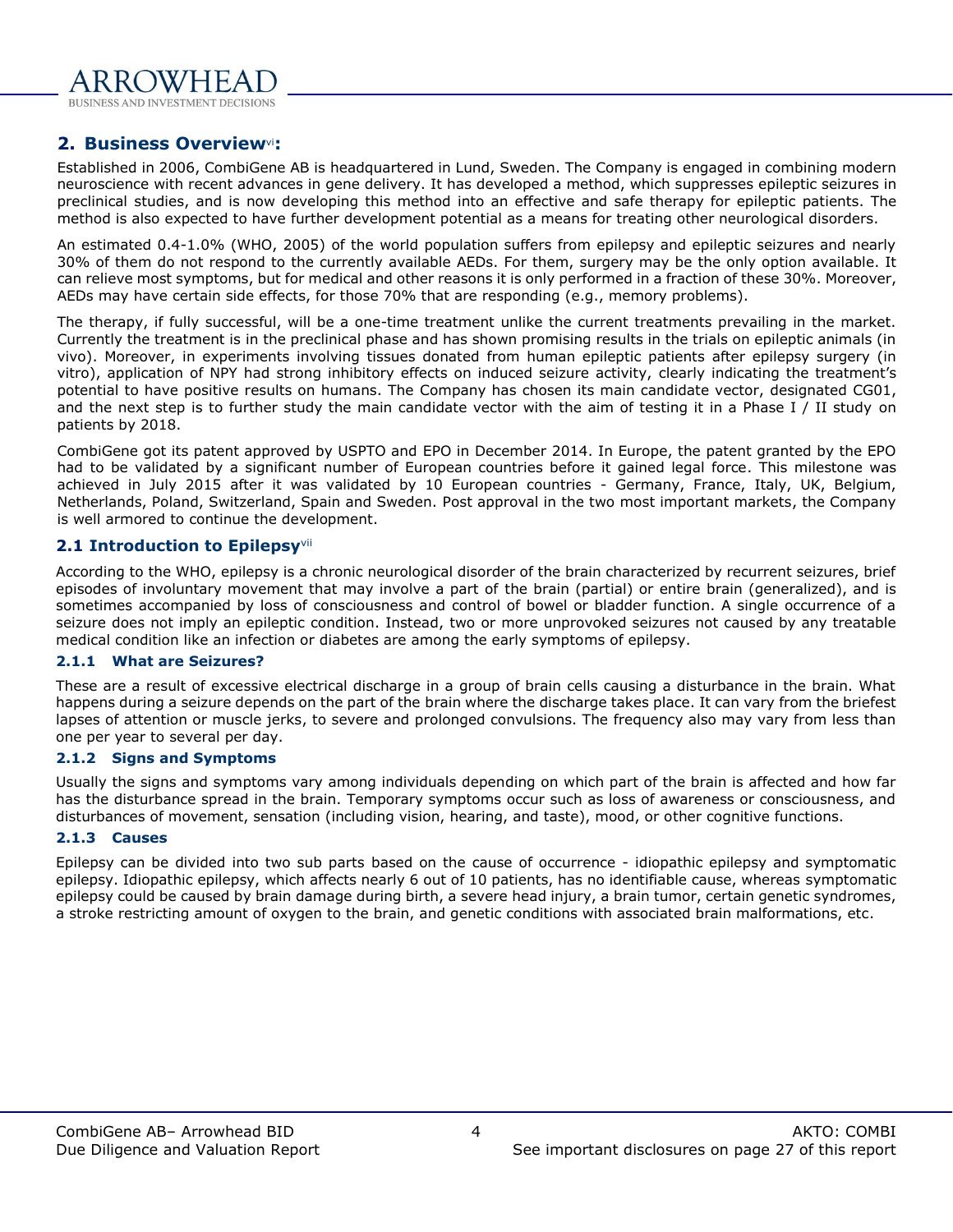## 2. Business Overview[vi]:

Established in 2006, CombiGene AB is headquartered in Lund, Sweden. The Company is engaged in combining modern neuroscience with recent advances in gene delivery. It has developed a method, which suppresses epileptic seizures in preclinical studies, and is now developing this method into an effective and safe therapy for epileptic patients. The method is also expected to have further development potential as a means for treating other neurological disorders.

An estimated 0.4-1.0% (WHO, 2005) of the world population suffers from epilepsy and epileptic seizures and nearly 30% of them do not respond to the currently available AEDs. For them, surgery may be the only option available. It can relieve most symptoms, but for medical and other reasons it is only performed in a fraction of these 30%. Moreover, AEDs may have certain side effects, for those 70% that are responding (e.g., memory problems).

The therapy, if fully successful, will be a one-time treatment unlike the current treatments prevailing in the market. Currently the treatment is in the preclinical phase and has shown promising results in the trials on epileptic animals (in vivo). Moreover, in experiments involving tissues donated from human epileptic patients after epilepsy surgery (in vitro), application of NPY had strong inhibitory effects on induced seizure activity, clearly indicating the treatment's potential to have positive results on humans. The Company has chosen its main candidate vector, designated CG01, and the next step is to further study the main candidate vector with the aim of testing it in a Phase I / II study on patients by 2018.

CombiGene got its patent approved by USPTO and EPO in December 2014. In Europe, the patent granted by the EPO had to be validated by a significant number of European countries before it gained legal force. This milestone was achieved in July 2015 after it was validated by 10 European countries - Germany, France, Italy, UK, Belgium, Netherlands, Poland, Switzerland, Spain and Sweden. Post approval in the two most important markets, the Company is well armored to continue the development.

### 2.1 Introduction to Epilepsy[vii]

According to the WHO, epilepsy is a chronic neurological disorder of the brain characterized by recurrent seizures, brief episodes of involuntary movement that may involve a part of the brain (partial) or entire brain (generalized), and is sometimes accompanied by loss of consciousness and control of bowel or bladder function. A single occurrence of a seizure does not imply an epileptic condition. Instead, two or more unprovoked seizures not caused by any treatable medical condition like an infection or diabetes are among the early symptoms of epilepsy.

#### 2.1.1 What are Seizures?

These are a result of excessive electrical discharge in a group of brain cells causing a disturbance in the brain. What happens during a seizure depends on the part of the brain where the discharge takes place. It can vary from the briefest lapses of attention or muscle jerks, to severe and prolonged convulsions. The frequency also may vary from less than one per year to several per day.

#### 2.1.2 Signs and Symptoms

Usually the signs and symptoms vary among individuals depending on which part of the brain is affected and how far has the disturbance spread in the brain. Temporary symptoms occur such as loss of awareness or consciousness, and disturbances of movement, sensation (including vision, hearing, and taste), mood, or other cognitive functions.

#### 2.1.3 Causes

Epilepsy can be divided into two sub parts based on the cause of occurrence - idiopathic epilepsy and symptomatic epilepsy. Idiopathic epilepsy, which affects nearly 6 out of 10 patients, has no identifiable cause, whereas symptomatic epilepsy could be caused by brain damage during birth, a severe head injury, a brain tumor, certain genetic syndromes, a stroke restricting amount of oxygen to the brain, and genetic conditions with associated brain malformations, etc.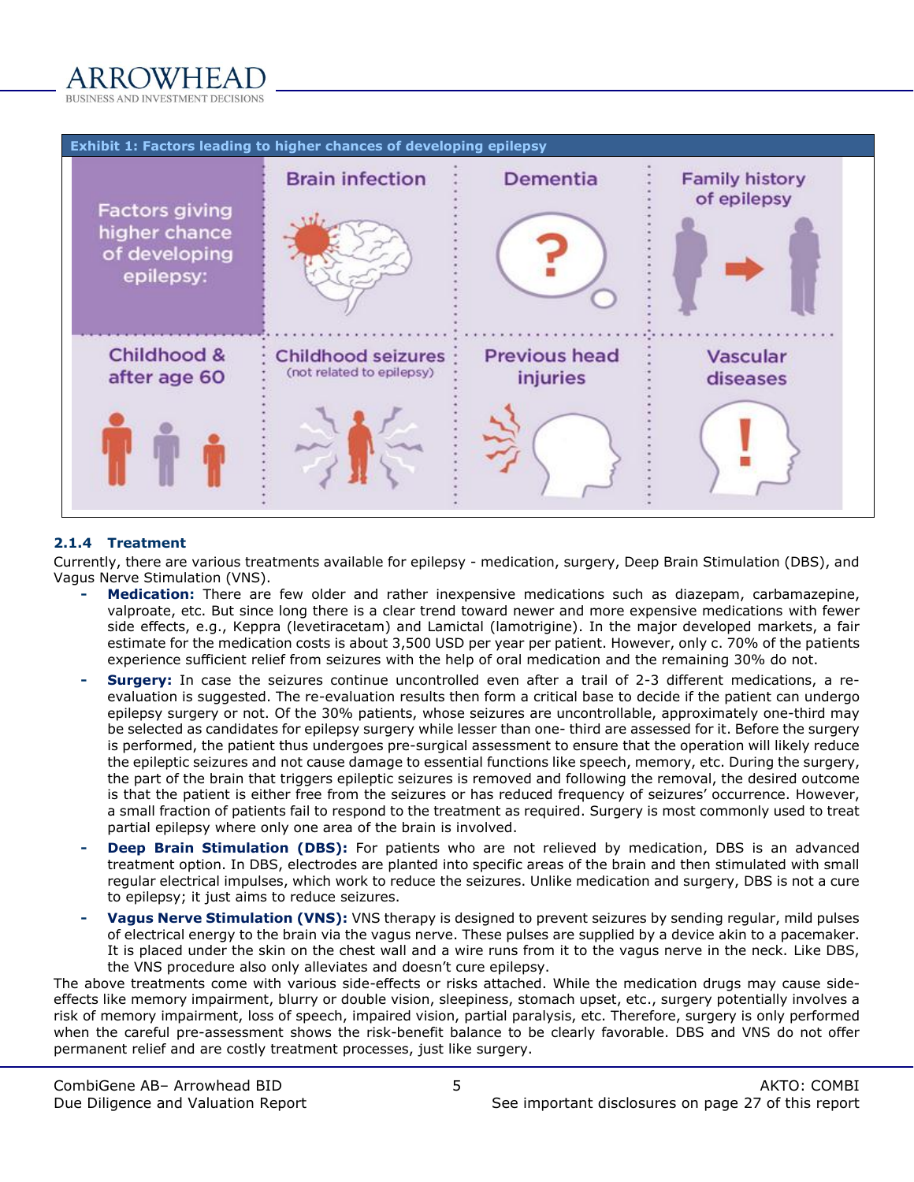**Exhibit 1: Factors leading to higher chances of developing epilepsy**

Factors giving higher chance of developing epilepsy:

- Brain infection
- Dementia
- Family history of epilepsy
- Childhood & after age 60
- Childhood seizures (not related to epilepsy)
- Previous head injuries
- Vascular diseases

### 2.1.4 Treatment

Currently, there are various treatments available for epilepsy - medication, surgery, Deep Brain Stimulation (DBS), and Vagus Nerve Stimulation (VNS).

- **Medication:** There are few older and rather inexpensive medications such as diazepam, carbamazepine, valproate, etc. But since long there is a clear trend toward newer and more expensive medications with fewer side effects, e.g., Keppra (levetiracetam) and Lamictal (lamotrigine). In the major developed markets, a fair estimate for the medication costs is about 3,500 USD per year per patient. However, only c. 70% of the patients experience sufficient relief from seizures with the help of oral medication and the remaining 30% do not.
- **Surgery:** In case the seizures continue uncontrolled even after a trail of 2-3 different medications, a re-evaluation is suggested. The re-evaluation results then form a critical base to decide if the patient can undergo epilepsy surgery or not. Of the 30% patients, whose seizures are uncontrollable, approximately one-third may be selected as candidates for epilepsy surgery while lesser than one- third are assessed for it. Before the surgery is performed, the patient thus undergoes pre-surgical assessment to ensure that the operation will likely reduce the epileptic seizures and not cause damage to essential functions like speech, memory, etc. During the surgery, the part of the brain that triggers epileptic seizures is removed and following the removal, the desired outcome is that the patient is either free from the seizures or has reduced frequency of seizures' occurrence. However, a small fraction of patients fail to respond to the treatment as required. Surgery is most commonly used to treat partial epilepsy where only one area of the brain is involved.
- **Deep Brain Stimulation (DBS):** For patients who are not relieved by medication, DBS is an advanced treatment option. In DBS, electrodes are planted into specific areas of the brain and then stimulated with small regular electrical impulses, which work to reduce the seizures. Unlike medication and surgery, DBS is not a cure to epilepsy; it just aims to reduce seizures.
- **Vagus Nerve Stimulation (VNS):** VNS therapy is designed to prevent seizures by sending regular, mild pulses of electrical energy to the brain via the vagus nerve. These pulses are supplied by a device akin to a pacemaker. It is placed under the skin on the chest wall and a wire runs from it to the vagus nerve in the neck. Like DBS, the VNS procedure also only alleviates and doesn't cure epilepsy.

The above treatments come with various side-effects or risks attached. While the medication drugs may cause side-effects like memory impairment, blurry or double vision, sleepiness, stomach upset, etc., surgery potentially involves a risk of memory impairment, loss of speech, impaired vision, partial paralysis, etc. Therefore, surgery is only performed when the careful pre-assessment shows the risk-benefit balance to be clearly favorable. DBS and VNS do not offer permanent relief and are costly treatment processes, just like surgery.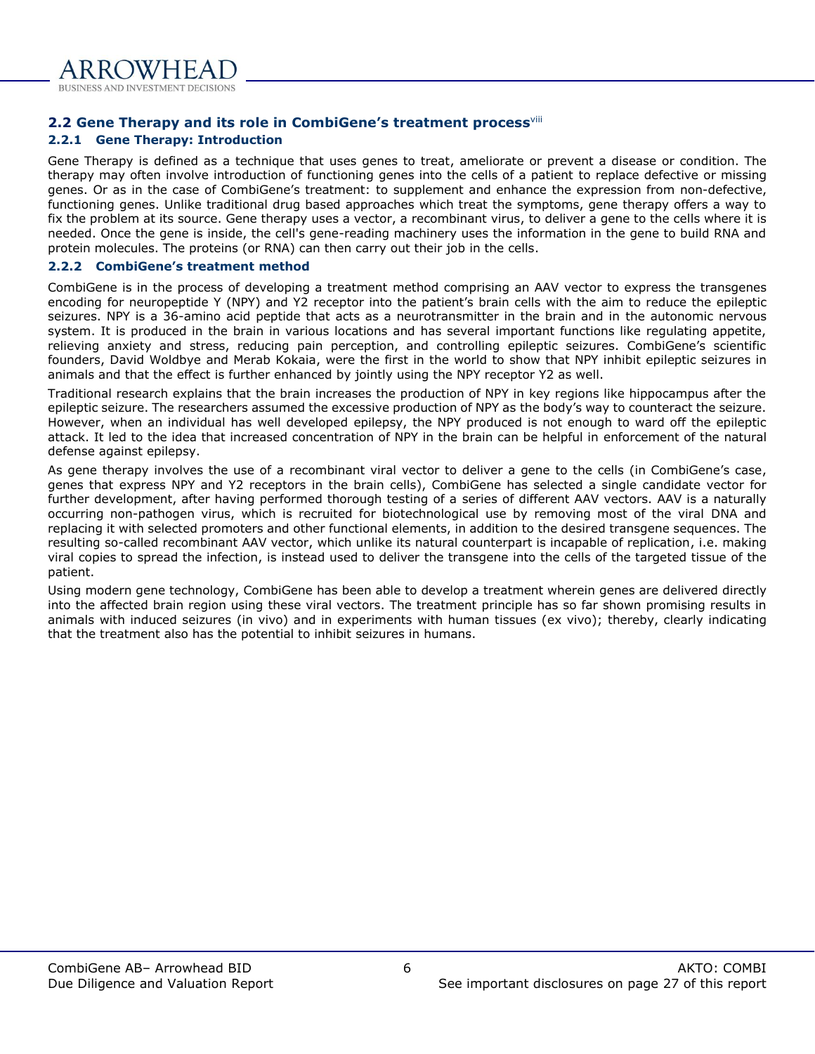## 2.2 Gene Therapy and its role in CombiGene's treatment process[viii]

### 2.2.1 Gene Therapy: Introduction

Gene Therapy is defined as a technique that uses genes to treat, ameliorate or prevent a disease or condition. The therapy may often involve introduction of functioning genes into the cells of a patient to replace defective or missing genes. Or as in the case of CombiGene's treatment: to supplement and enhance the expression from non-defective, functioning genes. Unlike traditional drug based approaches which treat the symptoms, gene therapy offers a way to fix the problem at its source. Gene therapy uses a vector, a recombinant virus, to deliver a gene to the cells where it is needed. Once the gene is inside, the cell's gene-reading machinery uses the information in the gene to build RNA and protein molecules. The proteins (or RNA) can then carry out their job in the cells.

### 2.2.2 CombiGene's treatment method

CombiGene is in the process of developing a treatment method comprising an AAV vector to express the transgenes encoding for neuropeptide Y (NPY) and Y2 receptor into the patient's brain cells with the aim to reduce the epileptic seizures. NPY is a 36-amino acid peptide that acts as a neurotransmitter in the brain and in the autonomic nervous system. It is produced in the brain in various locations and has several important functions like regulating appetite, relieving anxiety and stress, reducing pain perception, and controlling epileptic seizures. CombiGene's scientific founders, David Woldbye and Merab Kokaia, were the first in the world to show that NPY inhibit epileptic seizures in animals and that the effect is further enhanced by jointly using the NPY receptor Y2 as well.

Traditional research explains that the brain increases the production of NPY in key regions like hippocampus after the epileptic seizure. The researchers assumed the excessive production of NPY as the body's way to counteract the seizure. However, when an individual has well developed epilepsy, the NPY produced is not enough to ward off the epileptic attack. It led to the idea that increased concentration of NPY in the brain can be helpful in enforcement of the natural defense against epilepsy.

As gene therapy involves the use of a recombinant viral vector to deliver a gene to the cells (in CombiGene's case, genes that express NPY and Y2 receptors in the brain cells), CombiGene has selected a single candidate vector for further development, after having performed thorough testing of a series of different AAV vectors. AAV is a naturally occurring non-pathogen virus, which is recruited for biotechnological use by removing most of the viral DNA and replacing it with selected promoters and other functional elements, in addition to the desired transgene sequences. The resulting so-called recombinant AAV vector, which unlike its natural counterpart is incapable of replication, i.e. making viral copies to spread the infection, is instead used to deliver the transgene into the cells of the targeted tissue of the patient.

Using modern gene technology, CombiGene has been able to develop a treatment wherein genes are delivered directly into the affected brain region using these viral vectors. The treatment principle has so far shown promising results in animals with induced seizures (in vivo) and in experiments with human tissues (ex vivo); thereby, clearly indicating that the treatment also has the potential to inhibit seizures in humans.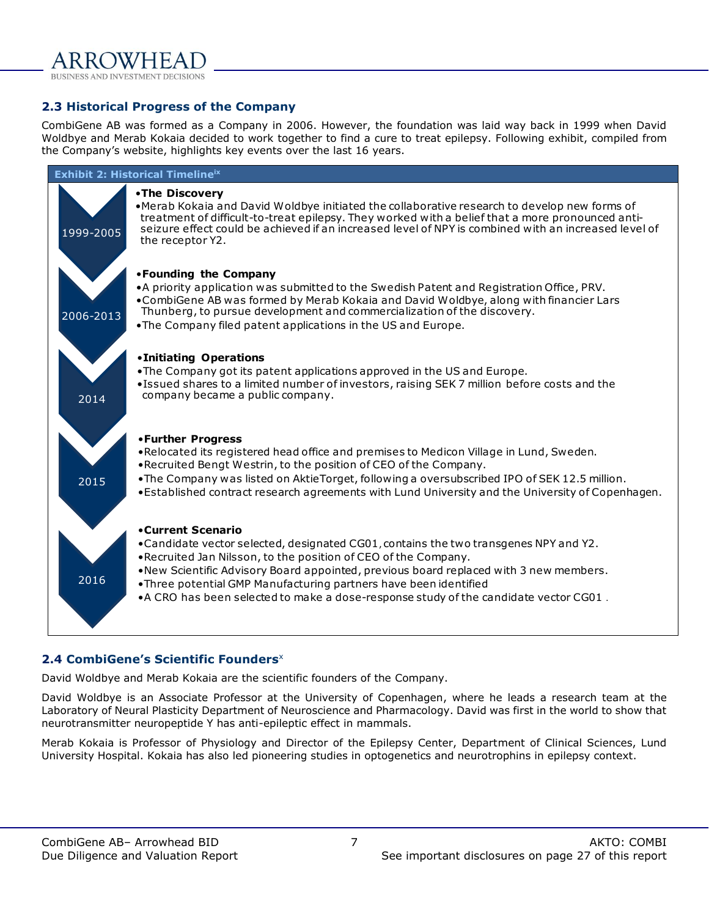## 2.3 Historical Progress of the Company

CombiGene AB was formed as a Company in 2006. However, the foundation was laid way back in 1999 when David Woldbye and Merab Kokaia decided to work together to find a cure to treat epilepsy. Following exhibit, compiled from the Company's website, highlights key events over the last 16 years.

**Exhibit 2: Historical Timeline**[ix]

| Period | Events |
|---|---|
| 1999-2005 | **The Discovery**<br>• Merab Kokaia and David Woldbye initiated the collaborative research to develop new forms of treatment of difficult-to-treat epilepsy. They worked with a belief that a more pronounced anti-seizure effect could be achieved if an increased level of NPY is combined with an increased level of the receptor Y2. |
| 2006-2013 | **Founding the Company**<br>• A priority application was submitted to the Swedish Patent and Registration Office, PRV.<br>• CombiGene AB was formed by Merab Kokaia and David Woldbye, along with financier Lars Thunberg, to pursue development and commercialization of the discovery.<br>• The Company filed patent applications in the US and Europe. |
| 2014 | **Initiating Operations**<br>• The Company got its patent applications approved in the US and Europe.<br>• Issued shares to a limited number of investors, raising SEK 7 million before costs and the company became a public company. |
| 2015 | **Further Progress**<br>• Relocated its registered head office and premises to Medicon Village in Lund, Sweden.<br>• Recruited Bengt Westrin, to the position of CEO of the Company.<br>• The Company was listed on AktieTorget, following a oversubscribed IPO of SEK 12.5 million.<br>• Established contract research agreements with Lund University and the University of Copenhagen. |
| 2016 | **Current Scenario**<br>• Candidate vector selected, designated CG01, contains the two transgenes NPY and Y2.<br>• Recruited Jan Nilsson, to the position of CEO of the Company.<br>• New Scientific Advisory Board appointed, previous board replaced with 3 new members.<br>• Three potential GMP Manufacturing partners have been identified<br>• A CRO has been selected to make a dose-response study of the candidate vector CG01. |

## 2.4 CombiGene's Scientific Founders[x]

David Woldbye and Merab Kokaia are the scientific founders of the Company.

David Woldbye is an Associate Professor at the University of Copenhagen, where he leads a research team at the Laboratory of Neural Plasticity Department of Neuroscience and Pharmacology. David was first in the world to show that neurotransmitter neuropeptide Y has anti-epileptic effect in mammals.

Merab Kokaia is Professor of Physiology and Director of the Epilepsy Center, Department of Clinical Sciences, Lund University Hospital. Kokaia has also led pioneering studies in optogenetics and neurotrophins in epilepsy context.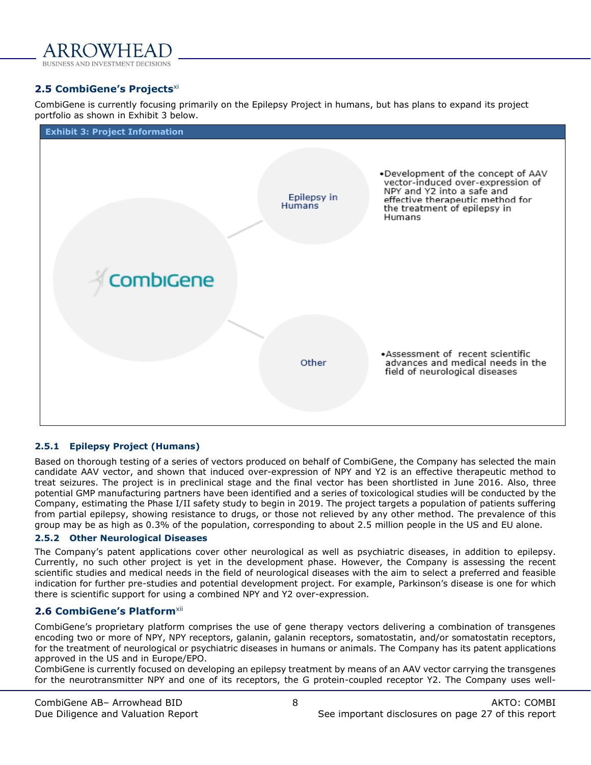## 2.5 CombiGene's Projects[xi]

CombiGene is currently focusing primarily on the Epilepsy Project in humans, but has plans to expand its project portfolio as shown in Exhibit 3 below.

**Exhibit 3: Project Information**

CombiGene

- Epilepsy in Humans
  - Development of the concept of AAV vector-induced over-expression of NPY and Y2 into a safe and effective therapeutic method for the treatment of epilepsy in Humans
- Other
  - Assessment of recent scientific advances and medical needs in the field of neurological diseases

### 2.5.1 Epilepsy Project (Humans)

Based on thorough testing of a series of vectors produced on behalf of CombiGene, the Company has selected the main candidate AAV vector, and shown that induced over-expression of NPY and Y2 is an effective therapeutic method to treat seizures. The project is in preclinical stage and the final vector has been shortlisted in June 2016. Also, three potential GMP manufacturing partners have been identified and a series of toxicological studies will be conducted by the Company, estimating the Phase I/II safety study to begin in 2019. The project targets a population of patients suffering from partial epilepsy, showing resistance to drugs, or those not relieved by any other method. The prevalence of this group may be as high as 0.3% of the population, corresponding to about 2.5 million people in the US and EU alone.

### 2.5.2 Other Neurological Diseases

The Company's patent applications cover other neurological as well as psychiatric diseases, in addition to epilepsy. Currently, no such other project is yet in the development phase. However, the Company is assessing the recent scientific studies and medical needs in the field of neurological diseases with the aim to select a preferred and feasible indication for further pre-studies and potential development project. For example, Parkinson's disease is one for which there is scientific support for using a combined NPY and Y2 over-expression.

## 2.6 CombiGene's Platform[xii]

CombiGene's proprietary platform comprises the use of gene therapy vectors delivering a combination of transgenes encoding two or more of NPY, NPY receptors, galanin, galanin receptors, somatostatin, and/or somatostatin receptors, for the treatment of neurological or psychiatric diseases in humans or animals. The Company has its patent applications approved in the US and in Europe/EPO.

CombiGene is currently focused on developing an epilepsy treatment by means of an AAV vector carrying the transgenes for the neurotransmitter NPY and one of its receptors, the G protein-coupled receptor Y2. The Company uses well-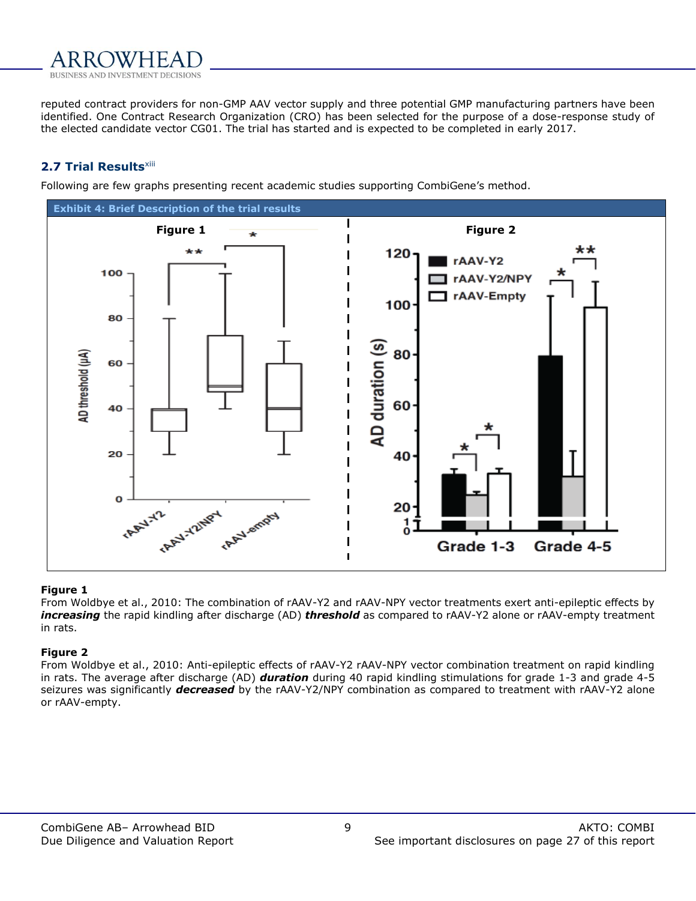reputed contract providers for non-GMP AAV vector supply and three potential GMP manufacturing partners have been identified. One Contract Research Organization (CRO) has been selected for the purpose of a dose-response study of the elected candidate vector CG01. The trial has started and is expected to be completed in early 2017.

## 2.7 Trial Results[xiii]

Following are few graphs presenting recent academic studies supporting CombiGene's method.

**Exhibit 4: Brief Description of the trial results**

**Figure 1**

From Woldbye et al., 2010: The combination of rAAV-Y2 and rAAV-NPY vector treatments exert anti-epileptic effects by ***increasing*** the rapid kindling after discharge (AD) ***threshold*** as compared to rAAV-Y2 alone or rAAV-empty treatment in rats.

**Figure 2**

From Woldbye et al., 2010: Anti-epileptic effects of rAAV-Y2 rAAV-NPY vector combination treatment on rapid kindling in rats. The average after discharge (AD) ***duration*** during 40 rapid kindling stimulations for grade 1-3 and grade 4-5 seizures was significantly ***decreased*** by the rAAV-Y2/NPY combination as compared to treatment with rAAV-Y2 alone or rAAV-empty.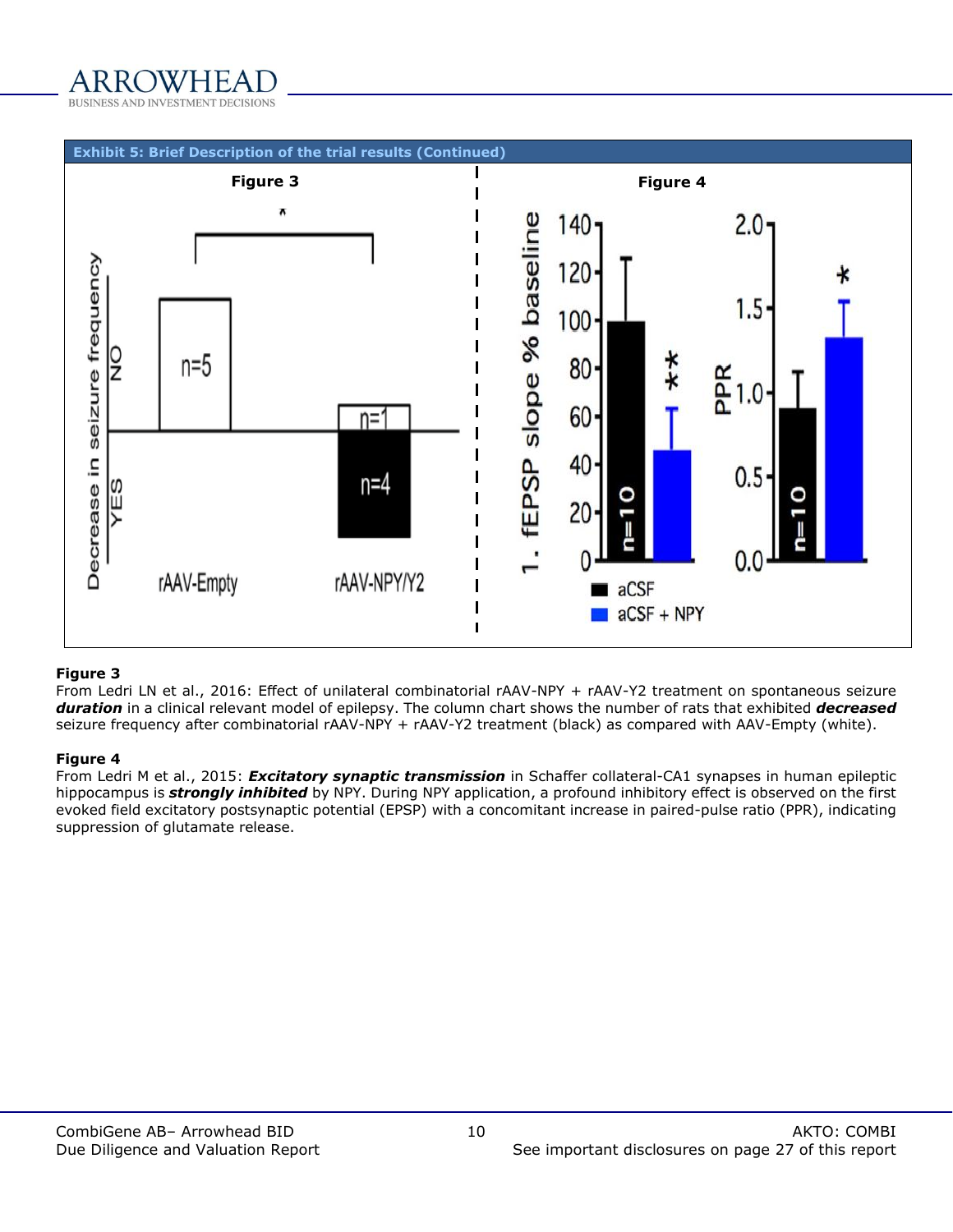**Exhibit 5: Brief Description of the trial results (Continued)**

**Figure 3**

From Ledri LN et al., 2016: Effect of unilateral combinatorial rAAV-NPY + rAAV-Y2 treatment on spontaneous seizure ***duration*** in a clinical relevant model of epilepsy. The column chart shows the number of rats that exhibited ***decreased*** seizure frequency after combinatorial rAAV-NPY + rAAV-Y2 treatment (black) as compared with AAV-Empty (white).

**Figure 4**

From Ledri M et al., 2015: ***Excitatory synaptic transmission*** in Schaffer collateral-CA1 synapses in human epileptic hippocampus is ***strongly inhibited*** by NPY. During NPY application, a profound inhibitory effect is observed on the first evoked field excitatory postsynaptic potential (EPSP) with a concomitant increase in paired-pulse ratio (PPR), indicating suppression of glutamate release.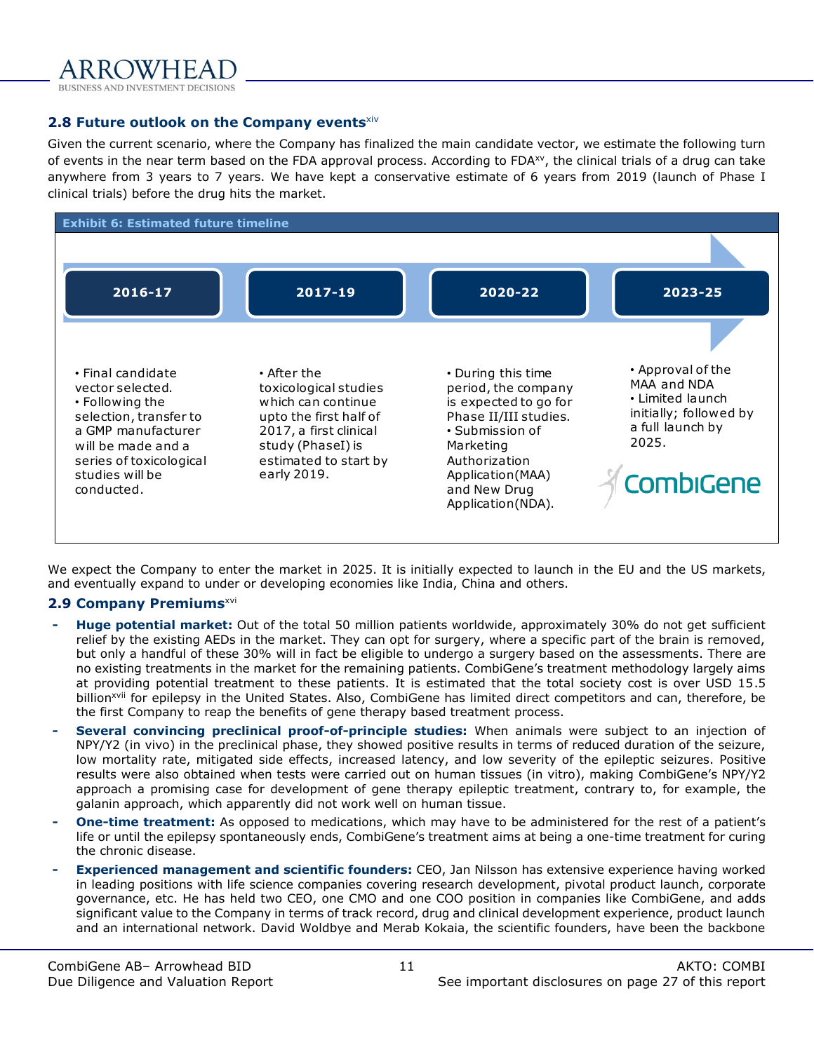## 2.8 Future outlook on the Company events[xiv]

Given the current scenario, where the Company has finalized the main candidate vector, we estimate the following turn of events in the near term based on the FDA approval process. According to FDA[xv], the clinical trials of a drug can take anywhere from 3 years to 7 years. We have kept a conservative estimate of 6 years from 2019 (launch of Phase I clinical trials) before the drug hits the market.

**Exhibit 6: Estimated future timeline**

| 2016-17 | 2017-19 | 2020-22 | 2023-25 |
|---|---|---|---|
| • Final candidate vector selected.<br>• Following the selection, transfer to a GMP manufacturer will be made and a series of toxicological studies will be conducted. | • After the toxicological studies which can continue upto the first half of 2017, a first clinical study (PhaseI) is estimated to start by early 2019. | • During this time period, the company is expected to go for Phase II/III studies.<br>• Submission of Marketing Authorization Application(MAA) and New Drug Application(NDA). | • Approval of the MAA and NDA<br>• Limited launch initially; followed by a full launch by 2025. |

We expect the Company to enter the market in 2025. It is initially expected to launch in the EU and the US markets, and eventually expand to under or developing economies like India, China and others.

## 2.9 Company Premiums[xvi]

- **Huge potential market:** Out of the total 50 million patients worldwide, approximately 30% do not get sufficient relief by the existing AEDs in the market. They can opt for surgery, where a specific part of the brain is removed, but only a handful of these 30% will in fact be eligible to undergo a surgery based on the assessments. There are no existing treatments in the market for the remaining patients. CombiGene's treatment methodology largely aims at providing potential treatment to these patients. It is estimated that the total society cost is over USD 15.5 billion[xvii] for epilepsy in the United States. Also, CombiGene has limited direct competitors and can, therefore, be the first Company to reap the benefits of gene therapy based treatment process.
- **Several convincing preclinical proof-of-principle studies:** When animals were subject to an injection of NPY/Y2 (in vivo) in the preclinical phase, they showed positive results in terms of reduced duration of the seizure, low mortality rate, mitigated side effects, increased latency, and low severity of the epileptic seizures. Positive results were also obtained when tests were carried out on human tissues (in vitro), making CombiGene's NPY/Y2 approach a promising case for development of gene therapy epileptic treatment, contrary to, for example, the galanin approach, which apparently did not work well on human tissue.
- **One-time treatment:** As opposed to medications, which may have to be administered for the rest of a patient's life or until the epilepsy spontaneously ends, CombiGene's treatment aims at being a one-time treatment for curing the chronic disease.
- **Experienced management and scientific founders:** CEO, Jan Nilsson has extensive experience having worked in leading positions with life science companies covering research development, pivotal product launch, corporate governance, etc. He has held two CEO, one CMO and one COO position in companies like CombiGene, and adds significant value to the Company in terms of track record, drug and clinical development experience, product launch and an international network. David Woldbye and Merab Kokaia, the scientific founders, have been the backbone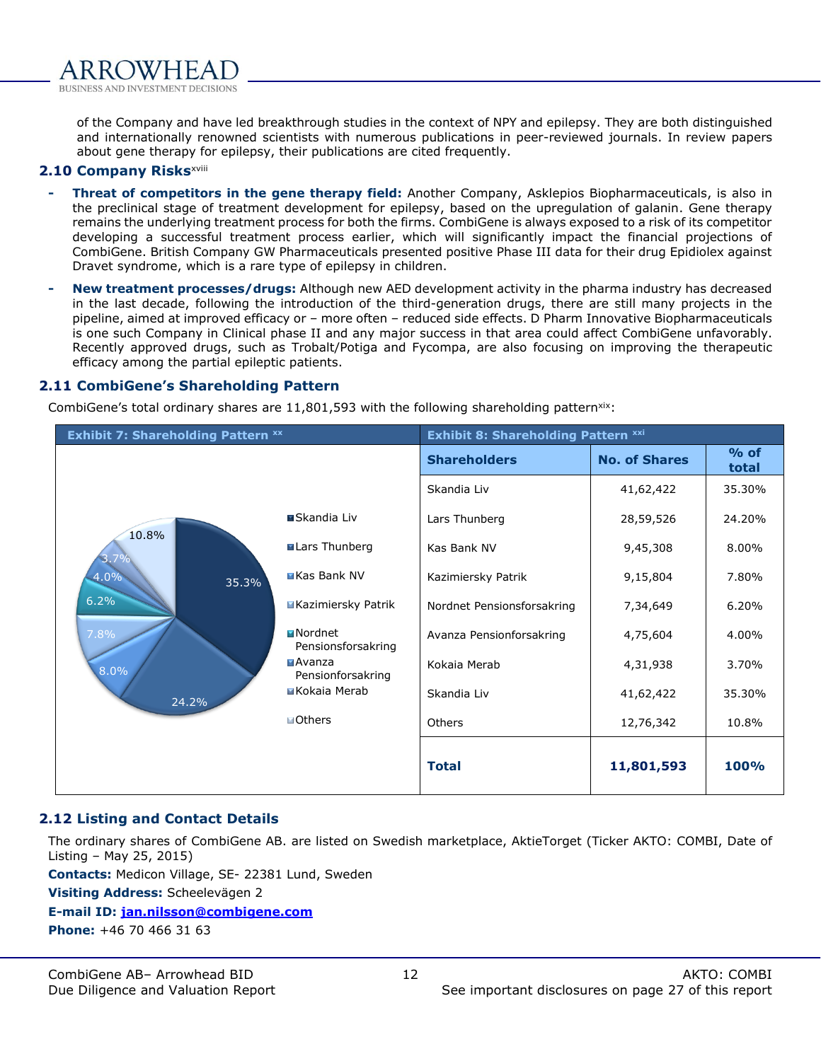of the Company and have led breakthrough studies in the context of NPY and epilepsy. They are both distinguished and internationally renowned scientists with numerous publications in peer-reviewed journals. In review papers about gene therapy for epilepsy, their publications are cited frequently.

### 2.10 Company Risks[xviii]

- **Threat of competitors in the gene therapy field:** Another Company, Asklepios Biopharmaceuticals, is also in the preclinical stage of treatment development for epilepsy, based on the upregulation of galanin. Gene therapy remains the underlying treatment process for both the firms. CombiGene is always exposed to a risk of its competitor developing a successful treatment process earlier, which will significantly impact the financial projections of CombiGene. British Company GW Pharmaceuticals presented positive Phase III data for their drug Epidiolex against Dravet syndrome, which is a rare type of epilepsy in children.
- **New treatment processes/drugs:** Although new AED development activity in the pharma industry has decreased in the last decade, following the introduction of the third-generation drugs, there are still many projects in the pipeline, aimed at improved efficacy or – more often – reduced side effects. D Pharm Innovative Biopharmaceuticals is one such Company in Clinical phase II and any major success in that area could affect CombiGene unfavorably. Recently approved drugs, such as Trobalt/Potiga and Fycompa, are also focusing on improving the therapeutic efficacy among the partial epileptic patients.

### 2.11 CombiGene's Shareholding Pattern

CombiGene's total ordinary shares are 11,801,593 with the following shareholding pattern[xix]:

**Exhibit 7: Shareholding Pattern [xx]**

| Shareholder | % |
|---|---|
| Skandia Liv | 35.3% |
| Lars Thunberg | 24.2% |
| Kas Bank NV | 8.0% |
| Kazimiersky Patrik | 7.8% |
| Nordnet Pensionsforsakring | 6.2% |
| Avanza Pensionforsakring | 4.0% |
| Kokaia Merab | 3.7% |
| Others | 10.8% |

**Exhibit 8: Shareholding Pattern [xxi]**

| Shareholders | No. of Shares | % of total |
|---|---|---|
| Skandia Liv | 41,62,422 | 35.30% |
| Lars Thunberg | 28,59,526 | 24.20% |
| Kas Bank NV | 9,45,308 | 8.00% |
| Kazimiersky Patrik | 9,15,804 | 7.80% |
| Nordnet Pensionsforsakring | 7,34,649 | 6.20% |
| Avanza Pensionforsakring | 4,75,604 | 4.00% |
| Kokaia Merab | 4,31,938 | 3.70% |
| Skandia Liv | 41,62,422 | 35.30% |
| Others | 12,76,342 | 10.8% |
| **Total** | **11,801,593** | **100%** |

### 2.12 Listing and Contact Details

The ordinary shares of CombiGene AB. are listed on Swedish marketplace, AktieTorget (Ticker AKTO: COMBI, Date of Listing – May 25, 2015)

**Contacts:** Medicon Village, SE- 22381 Lund, Sweden

**Visiting Address:** Scheelevägen 2

**E-mail ID:** jan.nilsson@combigene.com

**Phone:** +46 70 466 31 63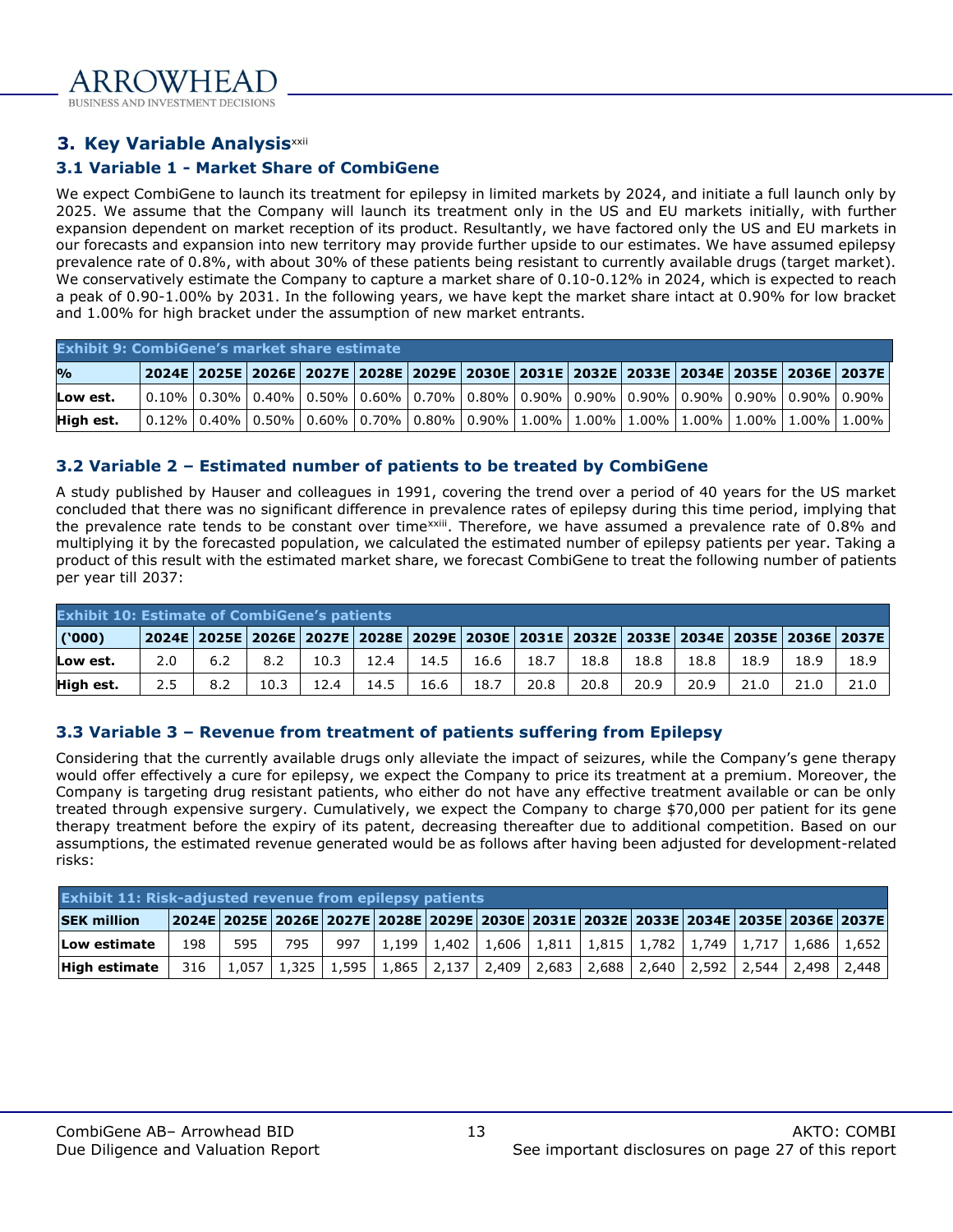## 3. Key Variable Analysis[xxii]

### 3.1 Variable 1 - Market Share of CombiGene

We expect CombiGene to launch its treatment for epilepsy in limited markets by 2024, and initiate a full launch only by 2025. We assume that the Company will launch its treatment only in the US and EU markets initially, with further expansion dependent on market reception of its product. Resultantly, we have factored only the US and EU markets in our forecasts and expansion into new territory may provide further upside to our estimates. We have assumed epilepsy prevalence rate of 0.8%, with about 30% of these patients being resistant to currently available drugs (target market). We conservatively estimate the Company to capture a market share of 0.10-0.12% in 2024, which is expected to reach a peak of 0.90-1.00% by 2031. In the following years, we have kept the market share intact at 0.90% for low bracket and 1.00% for high bracket under the assumption of new market entrants.

**Exhibit 9: CombiGene's market share estimate**

| % | 2024E | 2025E | 2026E | 2027E | 2028E | 2029E | 2030E | 2031E | 2032E | 2033E | 2034E | 2035E | 2036E | 2037E |
|---|---|---|---|---|---|---|---|---|---|---|---|---|---|---|
| **Low est.** | 0.10% | 0.30% | 0.40% | 0.50% | 0.60% | 0.70% | 0.80% | 0.90% | 0.90% | 0.90% | 0.90% | 0.90% | 0.90% | 0.90% |
| **High est.** | 0.12% | 0.40% | 0.50% | 0.60% | 0.70% | 0.80% | 0.90% | 1.00% | 1.00% | 1.00% | 1.00% | 1.00% | 1.00% | 1.00% |

### 3.2 Variable 2 – Estimated number of patients to be treated by CombiGene

A study published by Hauser and colleagues in 1991, covering the trend over a period of 40 years for the US market concluded that there was no significant difference in prevalence rates of epilepsy during this time period, implying that the prevalence rate tends to be constant over time[xxiii]. Therefore, we have assumed a prevalence rate of 0.8% and multiplying it by the forecasted population, we calculated the estimated number of epilepsy patients per year. Taking a product of this result with the estimated market share, we forecast CombiGene to treat the following number of patients per year till 2037:

**Exhibit 10: Estimate of CombiGene's patients**

| ('000) | 2024E | 2025E | 2026E | 2027E | 2028E | 2029E | 2030E | 2031E | 2032E | 2033E | 2034E | 2035E | 2036E | 2037E |
|---|---|---|---|---|---|---|---|---|---|---|---|---|---|---|
| **Low est.** | 2.0 | 6.2 | 8.2 | 10.3 | 12.4 | 14.5 | 16.6 | 18.7 | 18.8 | 18.8 | 18.8 | 18.9 | 18.9 | 18.9 |
| **High est.** | 2.5 | 8.2 | 10.3 | 12.4 | 14.5 | 16.6 | 18.7 | 20.8 | 20.8 | 20.9 | 20.9 | 21.0 | 21.0 | 21.0 |

### 3.3 Variable 3 – Revenue from treatment of patients suffering from Epilepsy

Considering that the currently available drugs only alleviate the impact of seizures, while the Company's gene therapy would offer effectively a cure for epilepsy, we expect the Company to price its treatment at a premium. Moreover, the Company is targeting drug resistant patients, who either do not have any effective treatment available or can be only treated through expensive surgery. Cumulatively, we expect the Company to charge $70,000 per patient for its gene therapy treatment before the expiry of its patent, decreasing thereafter due to additional competition. Based on our assumptions, the estimated revenue generated would be as follows after having been adjusted for development-related risks:

**Exhibit 11: Risk-adjusted revenue from epilepsy patients**

| SEK million | 2024E | 2025E | 2026E | 2027E | 2028E | 2029E | 2030E | 2031E | 2032E | 2033E | 2034E | 2035E | 2036E | 2037E |
|---|---|---|---|---|---|---|---|---|---|---|---|---|---|---|
| **Low estimate** | 198 | 595 | 795 | 997 | 1,199 | 1,402 | 1,606 | 1,811 | 1,815 | 1,782 | 1,749 | 1,717 | 1,686 | 1,652 |
| **High estimate** | 316 | 1,057 | 1,325 | 1,595 | 1,865 | 2,137 | 2,409 | 2,683 | 2,688 | 2,640 | 2,592 | 2,544 | 2,498 | 2,448 |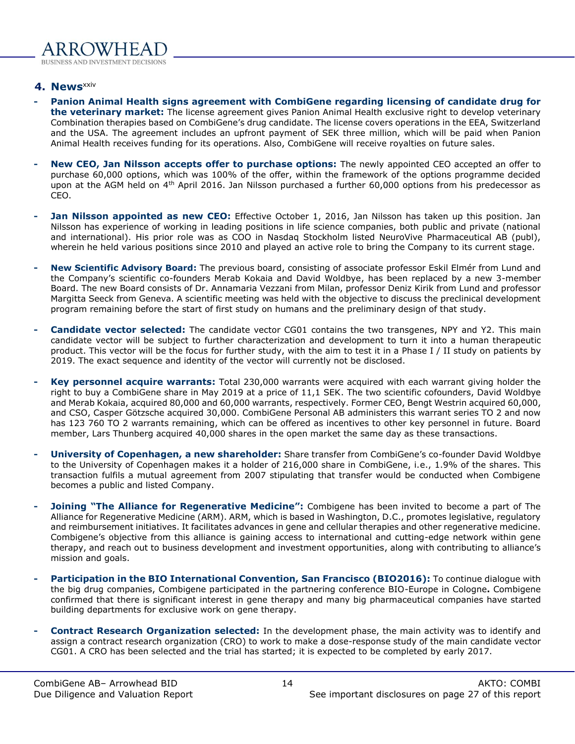## 4. News[xxiv]

- **Panion Animal Health signs agreement with CombiGene regarding licensing of candidate drug for the veterinary market:** The license agreement gives Panion Animal Health exclusive right to develop veterinary Combination therapies based on CombiGene's drug candidate. The license covers operations in the EEA, Switzerland and the USA. The agreement includes an upfront payment of SEK three million, which will be paid when Panion Animal Health receives funding for its operations. Also, CombiGene will receive royalties on future sales.

- **New CEO, Jan Nilsson accepts offer to purchase options:** The newly appointed CEO accepted an offer to purchase 60,000 options, which was 100% of the offer, within the framework of the options programme decided upon at the AGM held on 4th April 2016. Jan Nilsson purchased a further 60,000 options from his predecessor as CEO.

- **Jan Nilsson appointed as new CEO:** Effective October 1, 2016, Jan Nilsson has taken up this position. Jan Nilsson has experience of working in leading positions in life science companies, both public and private (national and international). His prior role was as COO in Nasdaq Stockholm listed NeuroVive Pharmaceutical AB (publ), wherein he held various positions since 2010 and played an active role to bring the Company to its current stage.

- **New Scientific Advisory Board:** The previous board, consisting of associate professor Eskil Elmér from Lund and the Company's scientific co-founders Merab Kokaia and David Woldbye, has been replaced by a new 3-member Board. The new Board consists of Dr. Annamaria Vezzani from Milan, professor Deniz Kirik from Lund and professor Margitta Seeck from Geneva. A scientific meeting was held with the objective to discuss the preclinical development program remaining before the start of first study on humans and the preliminary design of that study.

- **Candidate vector selected:** The candidate vector CG01 contains the two transgenes, NPY and Y2. This main candidate vector will be subject to further characterization and development to turn it into a human therapeutic product. This vector will be the focus for further study, with the aim to test it in a Phase I / II study on patients by 2019. The exact sequence and identity of the vector will currently not be disclosed.

- **Key personnel acquire warrants:** Total 230,000 warrants were acquired with each warrant giving holder the right to buy a CombiGene share in May 2019 at a price of 11,1 SEK. The two scientific cofounders, David Woldbye and Merab Kokaia, acquired 80,000 and 60,000 warrants, respectively. Former CEO, Bengt Westrin acquired 60,000, and CSO, Casper Götzsche acquired 30,000. CombiGene Personal AB administers this warrant series TO 2 and now has 123 760 TO 2 warrants remaining, which can be offered as incentives to other key personnel in future. Board member, Lars Thunberg acquired 40,000 shares in the open market the same day as these transactions.

- **University of Copenhagen, a new shareholder:** Share transfer from CombiGene's co-founder David Woldbye to the University of Copenhagen makes it a holder of 216,000 share in CombiGene, i.e., 1.9% of the shares. This transaction fulfils a mutual agreement from 2007 stipulating that transfer would be conducted when Combigene becomes a public and listed Company.

- **Joining "The Alliance for Regenerative Medicine":** Combigene has been invited to become a part of The Alliance for Regenerative Medicine (ARM). ARM, which is based in Washington, D.C., promotes legislative, regulatory and reimbursement initiatives. It facilitates advances in gene and cellular therapies and other regenerative medicine. Combigene's objective from this alliance is gaining access to international and cutting-edge network within gene therapy, and reach out to business development and investment opportunities, along with contributing to alliance's mission and goals.

- **Participation in the BIO International Convention, San Francisco (BIO2016):** To continue dialogue with the big drug companies, Combigene participated in the partnering conference BIO-Europe in Cologne**.** Combigene confirmed that there is significant interest in gene therapy and many big pharmaceutical companies have started building departments for exclusive work on gene therapy.

- **Contract Research Organization selected:** In the development phase, the main activity was to identify and assign a contract research organization (CRO) to work to make a dose-response study of the main candidate vector CG01. A CRO has been selected and the trial has started; it is expected to be completed by early 2017.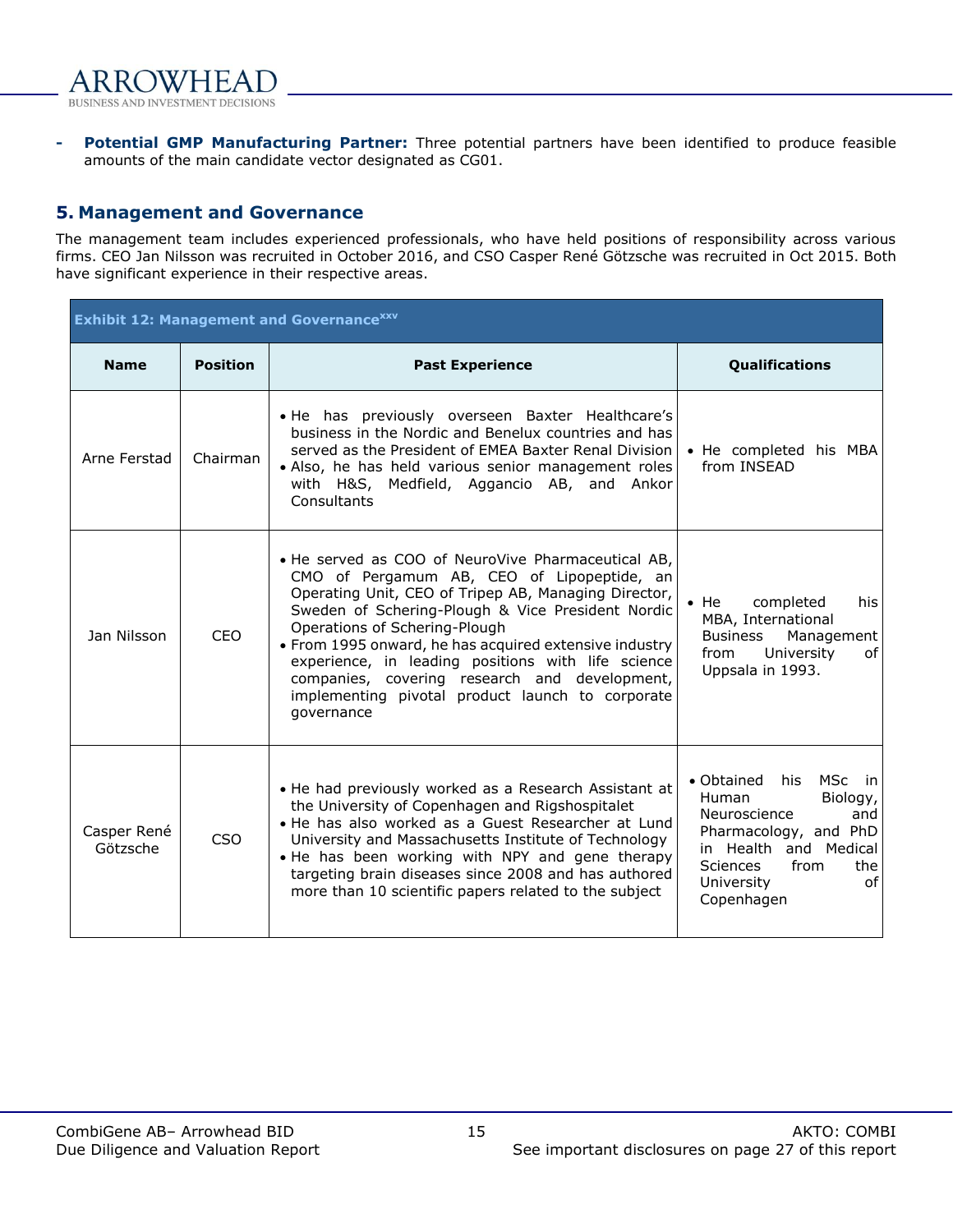- **Potential GMP Manufacturing Partner:** Three potential partners have been identified to produce feasible amounts of the main candidate vector designated as CG01.

## 5. Management and Governance

The management team includes experienced professionals, who have held positions of responsibility across various firms. CEO Jan Nilsson was recruited in October 2016, and CSO Casper René Götzsche was recruited in Oct 2015. Both have significant experience in their respective areas.

**Exhibit 12: Management and Governance[xxv]**

| Name | Position | Past Experience | Qualifications |
|---|---|---|---|
| Arne Ferstad | Chairman | • He has previously overseen Baxter Healthcare's business in the Nordic and Benelux countries and has served as the President of EMEA Baxter Renal Division<br>• Also, he has held various senior management roles with H&S, Medfield, Aggancio AB, and Ankor Consultants | • He completed his MBA from INSEAD |
| Jan Nilsson | CEO | • He served as COO of NeuroVive Pharmaceutical AB, CMO of Pergamum AB, CEO of Lipopeptide, an Operating Unit, CEO of Tripep AB, Managing Director, Sweden of Schering-Plough & Vice President Nordic Operations of Schering-Plough<br>• From 1995 onward, he has acquired extensive industry experience, in leading positions with life science companies, covering research and development, implementing pivotal product launch to corporate governance | • He completed his MBA, International Business Management from University of Uppsala in 1993. |
| Casper René Götzsche | CSO | • He had previously worked as a Research Assistant at the University of Copenhagen and Rigshospitalet<br>• He has also worked as a Guest Researcher at Lund University and Massachusetts Institute of Technology<br>• He has been working with NPY and gene therapy targeting brain diseases since 2008 and has authored more than 10 scientific papers related to the subject | • Obtained his MSc in Human Biology, Neuroscience and Pharmacology, and PhD in Health and Medical Sciences from the University of Copenhagen |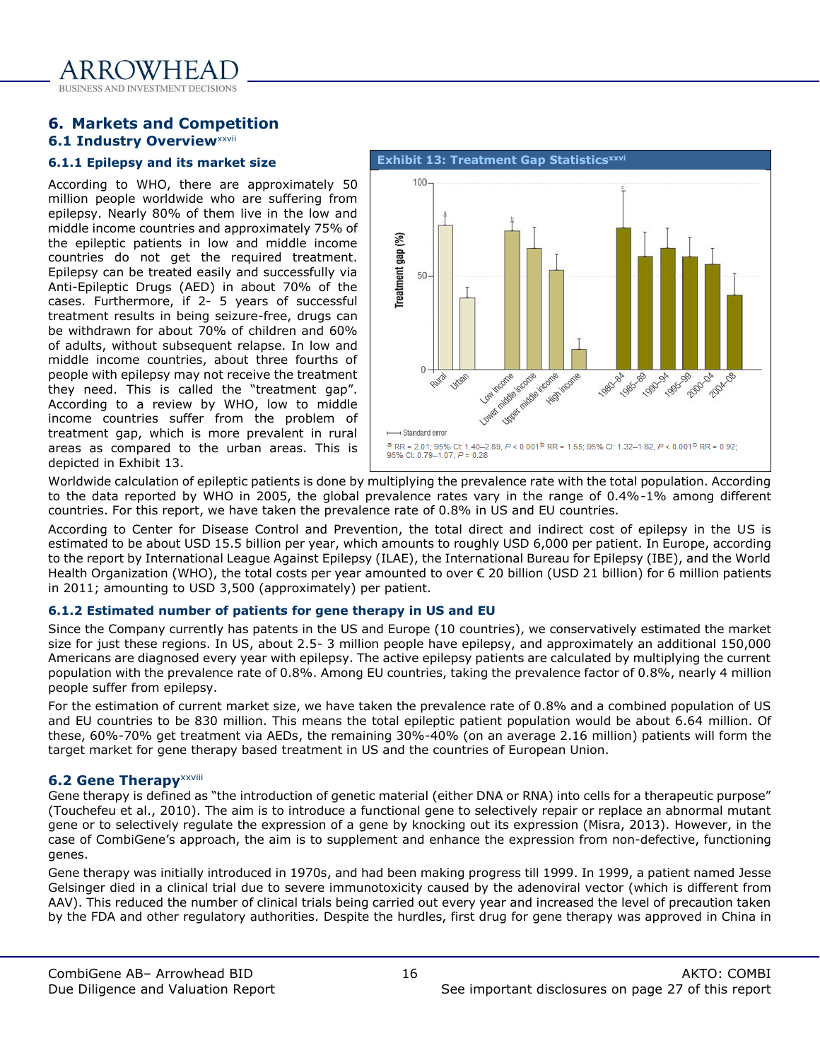# 6. Markets and Competition

## 6.1 Industry Overview[xxvii]

### 6.1.1 Epilepsy and its market size

According to WHO, there are approximately 50 million people worldwide who are suffering from epilepsy. Nearly 80% of them live in the low and middle income countries and approximately 75% of the epileptic patients in low and middle income countries do not get the required treatment. Epilepsy can be treated easily and successfully via Anti-Epileptic Drugs (AED) in about 70% of the cases. Furthermore, if 2- 5 years of successful treatment results in being seizure-free, drugs can be withdrawn for about 70% of children and 60% of adults, without subsequent relapse. In low and middle income countries, about three fourths of people with epilepsy may not receive the treatment they need. This is called the "treatment gap". According to a review by WHO, low to middle income countries suffer from the problem of treatment gap, which is more prevalent in rural areas as compared to the urban areas. This is depicted in Exhibit 13.

**Exhibit 13: Treatment Gap Statistics[xxvi]**

a RR = 2.01; 95% CI: 1.40–2.89, $P < 0.001$ b RR = 1.55; 95% CI: 1.32–1.82, $P < 0.001$ c RR = 0.92; 95% CI: 0.79–1.07, $P = 0.28$

Worldwide calculation of epileptic patients is done by multiplying the prevalence rate with the total population. According to the data reported by WHO in 2005, the global prevalence rates vary in the range of 0.4%-1% among different countries. For this report, we have taken the prevalence rate of 0.8% in US and EU countries.

According to Center for Disease Control and Prevention, the total direct and indirect cost of epilepsy in the US is estimated to be about USD 15.5 billion per year, which amounts to roughly USD 6,000 per patient. In Europe, according to the report by International League Against Epilepsy (ILAE), the International Bureau for Epilepsy (IBE), and the World Health Organization (WHO), the total costs per year amounted to over € 20 billion (USD 21 billion) for 6 million patients in 2011; amounting to USD 3,500 (approximately) per patient.

### 6.1.2 Estimated number of patients for gene therapy in US and EU

Since the Company currently has patents in the US and Europe (10 countries), we conservatively estimated the market size for just these regions. In US, about 2.5- 3 million people have epilepsy, and approximately an additional 150,000 Americans are diagnosed every year with epilepsy. The active epilepsy patients are calculated by multiplying the current population with the prevalence rate of 0.8%. Among EU countries, taking the prevalence factor of 0.8%, nearly 4 million people suffer from epilepsy.

For the estimation of current market size, we have taken the prevalence rate of 0.8% and a combined population of US and EU countries to be 830 million. This means the total epileptic patient population would be about 6.64 million. Of these, 60%-70% get treatment via AEDs, the remaining 30%-40% (on an average 2.16 million) patients will form the target market for gene therapy based treatment in US and the countries of European Union.

## 6.2 Gene Therapy[xxviii]

Gene therapy is defined as "the introduction of genetic material (either DNA or RNA) into cells for a therapeutic purpose" (Touchefeu et al., 2010). The aim is to introduce a functional gene to selectively repair or replace an abnormal mutant gene or to selectively regulate the expression of a gene by knocking out its expression (Misra, 2013). However, in the case of CombiGene's approach, the aim is to supplement and enhance the expression from non-defective, functioning genes.

Gene therapy was initially introduced in 1970s, and had been making progress till 1999. In 1999, a patient named Jesse Gelsinger died in a clinical trial due to severe immunotoxicity caused by the adenoviral vector (which is different from AAV). This reduced the number of clinical trials being carried out every year and increased the level of precaution taken by the FDA and other regulatory authorities. Despite the hurdles, first drug for gene therapy was approved in China in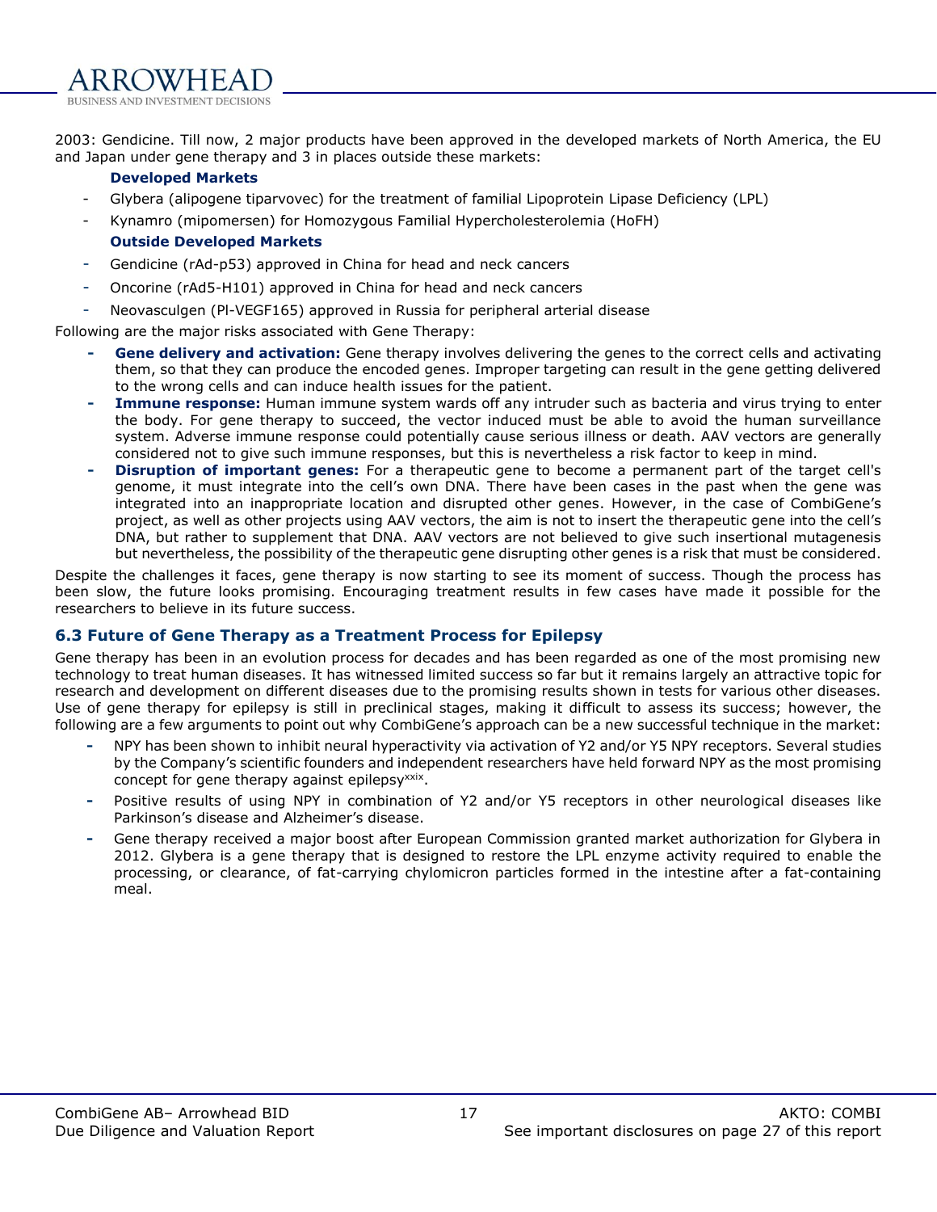2003: Gendicine. Till now, 2 major products have been approved in the developed markets of North America, the EU and Japan under gene therapy and 3 in places outside these markets:

**Developed Markets**

- Glybera (alipogene tiparvovec) for the treatment of familial Lipoprotein Lipase Deficiency (LPL)
- Kynamro (mipomersen) for Homozygous Familial Hypercholesterolemia (HoFH)

**Outside Developed Markets**

- Gendicine (rAd-p53) approved in China for head and neck cancers
- Oncorine (rAd5-H101) approved in China for head and neck cancers
- Neovasculgen (Pl-VEGF165) approved in Russia for peripheral arterial disease

Following are the major risks associated with Gene Therapy:

- **Gene delivery and activation:** Gene therapy involves delivering the genes to the correct cells and activating them, so that they can produce the encoded genes. Improper targeting can result in the gene getting delivered to the wrong cells and can induce health issues for the patient.
- **Immune response:** Human immune system wards off any intruder such as bacteria and virus trying to enter the body. For gene therapy to succeed, the vector induced must be able to avoid the human surveillance system. Adverse immune response could potentially cause serious illness or death. AAV vectors are generally considered not to give such immune responses, but this is nevertheless a risk factor to keep in mind.
- **Disruption of important genes:** For a therapeutic gene to become a permanent part of the target cell's genome, it must integrate into the cell's own DNA. There have been cases in the past when the gene was integrated into an inappropriate location and disrupted other genes. However, in the case of CombiGene's project, as well as other projects using AAV vectors, the aim is not to insert the therapeutic gene into the cell's DNA, but rather to supplement that DNA. AAV vectors are not believed to give such insertional mutagenesis but nevertheless, the possibility of the therapeutic gene disrupting other genes is a risk that must be considered.

Despite the challenges it faces, gene therapy is now starting to see its moment of success. Though the process has been slow, the future looks promising. Encouraging treatment results in few cases have made it possible for the researchers to believe in its future success.

### 6.3 Future of Gene Therapy as a Treatment Process for Epilepsy

Gene therapy has been in an evolution process for decades and has been regarded as one of the most promising new technology to treat human diseases. It has witnessed limited success so far but it remains largely an attractive topic for research and development on different diseases due to the promising results shown in tests for various other diseases. Use of gene therapy for epilepsy is still in preclinical stages, making it difficult to assess its success; however, the following are a few arguments to point out why CombiGene's approach can be a new successful technique in the market:

- NPY has been shown to inhibit neural hyperactivity via activation of Y2 and/or Y5 NPY receptors. Several studies by the Company's scientific founders and independent researchers have held forward NPY as the most promising concept for gene therapy against epilepsy[xxix].
- Positive results of using NPY in combination of Y2 and/or Y5 receptors in other neurological diseases like Parkinson's disease and Alzheimer's disease.
- Gene therapy received a major boost after European Commission granted market authorization for Glybera in 2012. Glybera is a gene therapy that is designed to restore the LPL enzyme activity required to enable the processing, or clearance, of fat-carrying chylomicron particles formed in the intestine after a fat-containing meal.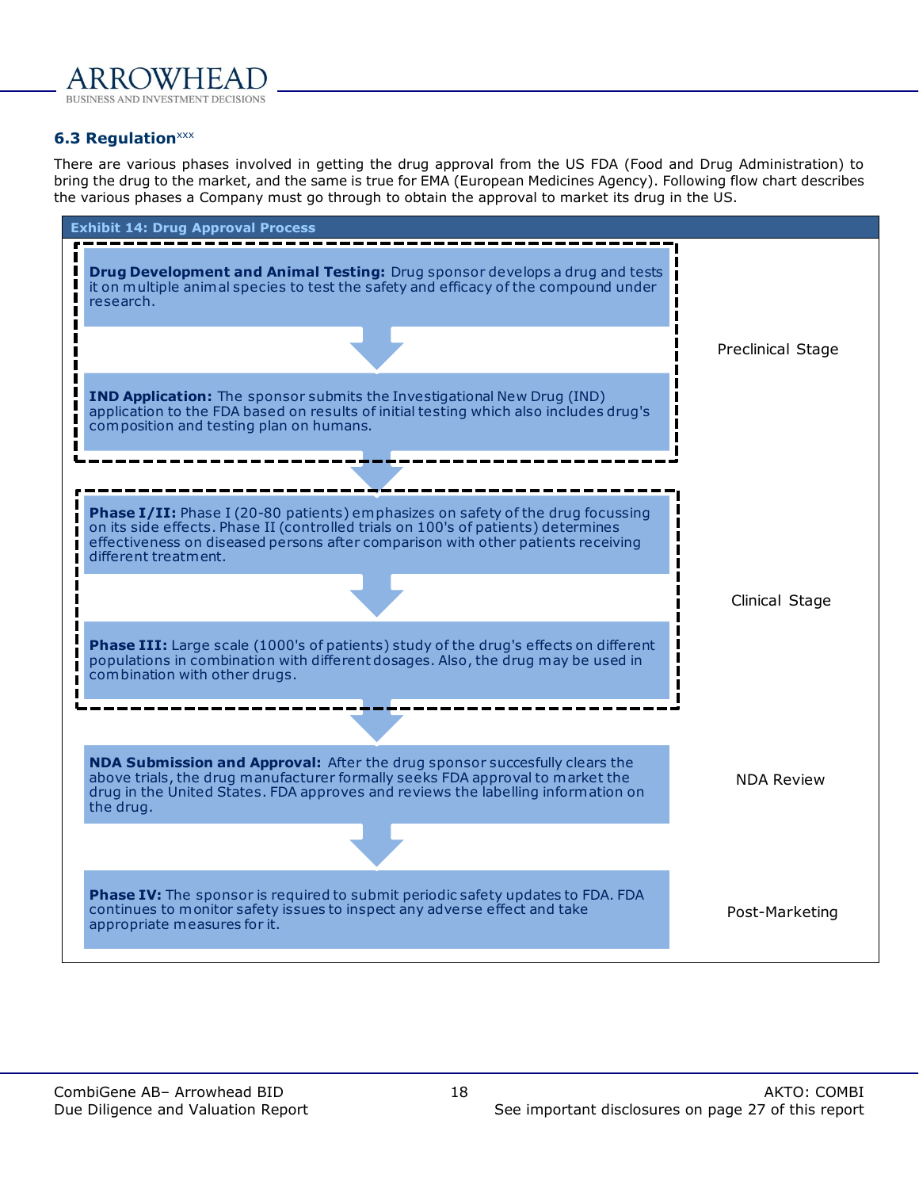### 6.3 Regulation[xxx]

There are various phases involved in getting the drug approval from the US FDA (Food and Drug Administration) to bring the drug to the market, and the same is true for EMA (European Medicines Agency). Following flow chart describes the various phases a Company must go through to obtain the approval to market its drug in the US.

**Exhibit 14: Drug Approval Process**

| Step | Stage |
| --- | --- |
| **Drug Development and Animal Testing:** Drug sponsor develops a drug and tests it on multiple animal species to test the safety and efficacy of the compound under research. ↓ **IND Application:** The sponsor submits the Investigational New Drug (IND) application to the FDA based on results of initial testing which also includes drug's composition and testing plan on humans. | Preclinical Stage |
| **Phase I/II:** Phase I (20-80 patients) emphasizes on safety of the drug focussing on its side effects. Phase II (controlled trials on 100's of patients) determines effectiveness on diseased persons after comparison with other patients receiving different treatment. ↓ **Phase III:** Large scale (1000's of patients) study of the drug's effects on different populations in combination with different dosages. Also, the drug may be used in combination with other drugs. | Clinical Stage |
| **NDA Submission and Approval:** After the drug sponsor succesfully clears the above trials, the drug manufacturer formally seeks FDA approval to market the drug in the United States. FDA approves and reviews the labelling information on the drug. | NDA Review |
| **Phase IV:** The sponsor is required to submit periodic safety updates to FDA. FDA continues to monitor safety issues to inspect any adverse effect and take appropriate measures for it. | Post-Marketing |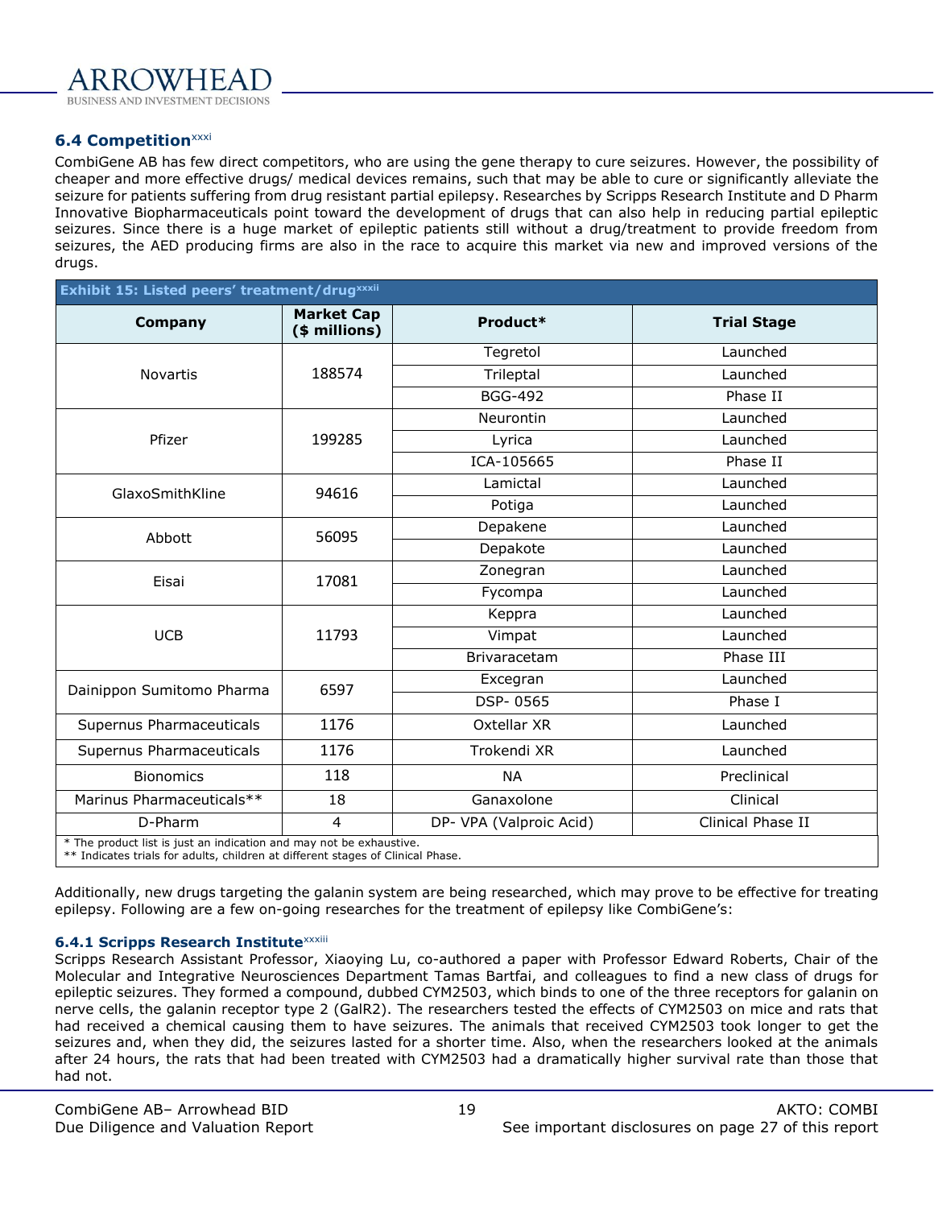## 6.4 Competition[xxxi]

CombiGene AB has few direct competitors, who are using the gene therapy to cure seizures. However, the possibility of cheaper and more effective drugs/ medical devices remains, such that may be able to cure or significantly alleviate the seizure for patients suffering from drug resistant partial epilepsy. Researches by Scripps Research Institute and D Pharm Innovative Biopharmaceuticals point toward the development of drugs that can also help in reducing partial epileptic seizures. Since there is a huge market of epileptic patients still without a drug/treatment to provide freedom from seizures, the AED producing firms are also in the race to acquire this market via new and improved versions of the drugs.

**Exhibit 15: Listed peers' treatment/drug[xxxii]**

| Company | Market Cap ($ millions) | Product* | Trial Stage |
|---|---|---|---|
| Novartis | 188574 | Tegretol | Launched |
| | | Trileptal | Launched |
| | | BGG-492 | Phase II |
| Pfizer | 199285 | Neurontin | Launched |
| | | Lyrica | Launched |
| | | ICA-105665 | Phase II |
| GlaxoSmithKline | 94616 | Lamictal | Launched |
| | | Potiga | Launched |
| Abbott | 56095 | Depakene | Launched |
| | | Depakote | Launched |
| Eisai | 17081 | Zonegran | Launched |
| | | Fycompa | Launched |
| UCB | 11793 | Keppra | Launched |
| | | Vimpat | Launched |
| | | Brivaracetam | Phase III |
| Dainippon Sumitomo Pharma | 6597 | Excegran | Launched |
| | | DSP- 0565 | Phase I |
| Supernus Pharmaceuticals | 1176 | Oxtellar XR | Launched |
| Supernus Pharmaceuticals | 1176 | Trokendi XR | Launched |
| Bionomics | 118 | NA | Preclinical |
| Marinus Pharmaceuticals** | 18 | Ganaxolone | Clinical |
| D-Pharm | 4 | DP- VPA (Valproic Acid) | Clinical Phase II |

\* The product list is just an indication and may not be exhaustive.
** Indicates trials for adults, children at different stages of Clinical Phase.

Additionally, new drugs targeting the galanin system are being researched, which may prove to be effective for treating epilepsy. Following are a few on-going researches for the treatment of epilepsy like CombiGene's:

### 6.4.1 Scripps Research Institute[xxxiii]

Scripps Research Assistant Professor, Xiaoying Lu, co-authored a paper with Professor Edward Roberts, Chair of the Molecular and Integrative Neurosciences Department Tamas Bartfai, and colleagues to find a new class of drugs for epileptic seizures. They formed a compound, dubbed CYM2503, which binds to one of the three receptors for galanin on nerve cells, the galanin receptor type 2 (GalR2). The researchers tested the effects of CYM2503 on mice and rats that had received a chemical causing them to have seizures. The animals that received CYM2503 took longer to get the seizures and, when they did, the seizures lasted for a shorter time. Also, when the researchers looked at the animals after 24 hours, the rats that had been treated with CYM2503 had a dramatically higher survival rate than those that had not.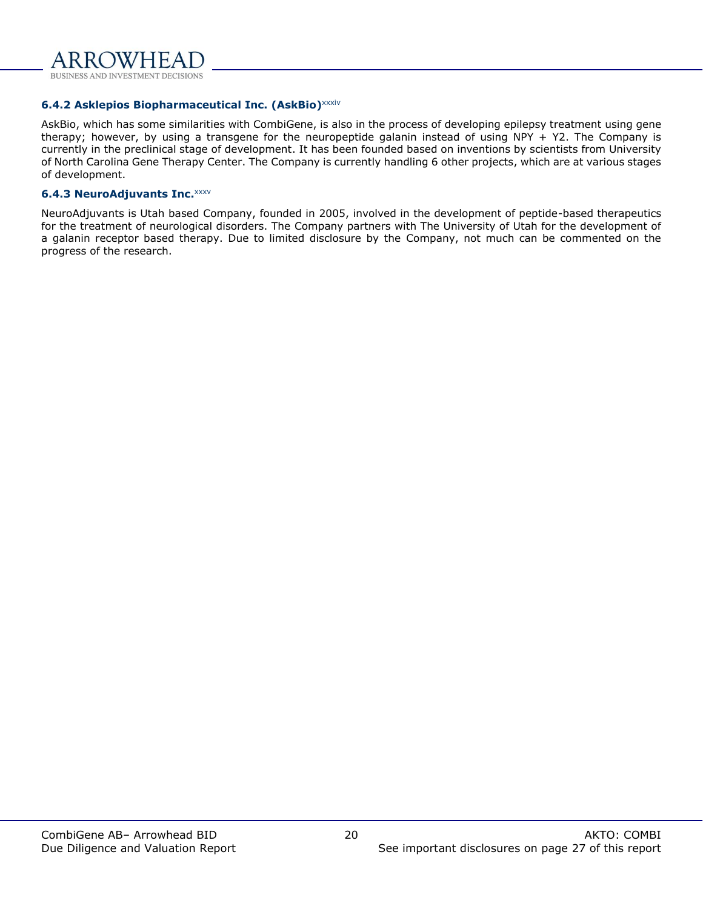### 6.4.2 Asklepios Biopharmaceutical Inc. (AskBio)[xxxiv]

AskBio, which has some similarities with CombiGene, is also in the process of developing epilepsy treatment using gene therapy; however, by using a transgene for the neuropeptide galanin instead of using NPY + Y2. The Company is currently in the preclinical stage of development. It has been founded based on inventions by scientists from University of North Carolina Gene Therapy Center. The Company is currently handling 6 other projects, which are at various stages of development.

### 6.4.3 NeuroAdjuvants Inc.[xxxv]

NeuroAdjuvants is Utah based Company, founded in 2005, involved in the development of peptide-based therapeutics for the treatment of neurological disorders. The Company partners with The University of Utah for the development of a galanin receptor based therapy. Due to limited disclosure by the Company, not much can be commented on the progress of the research.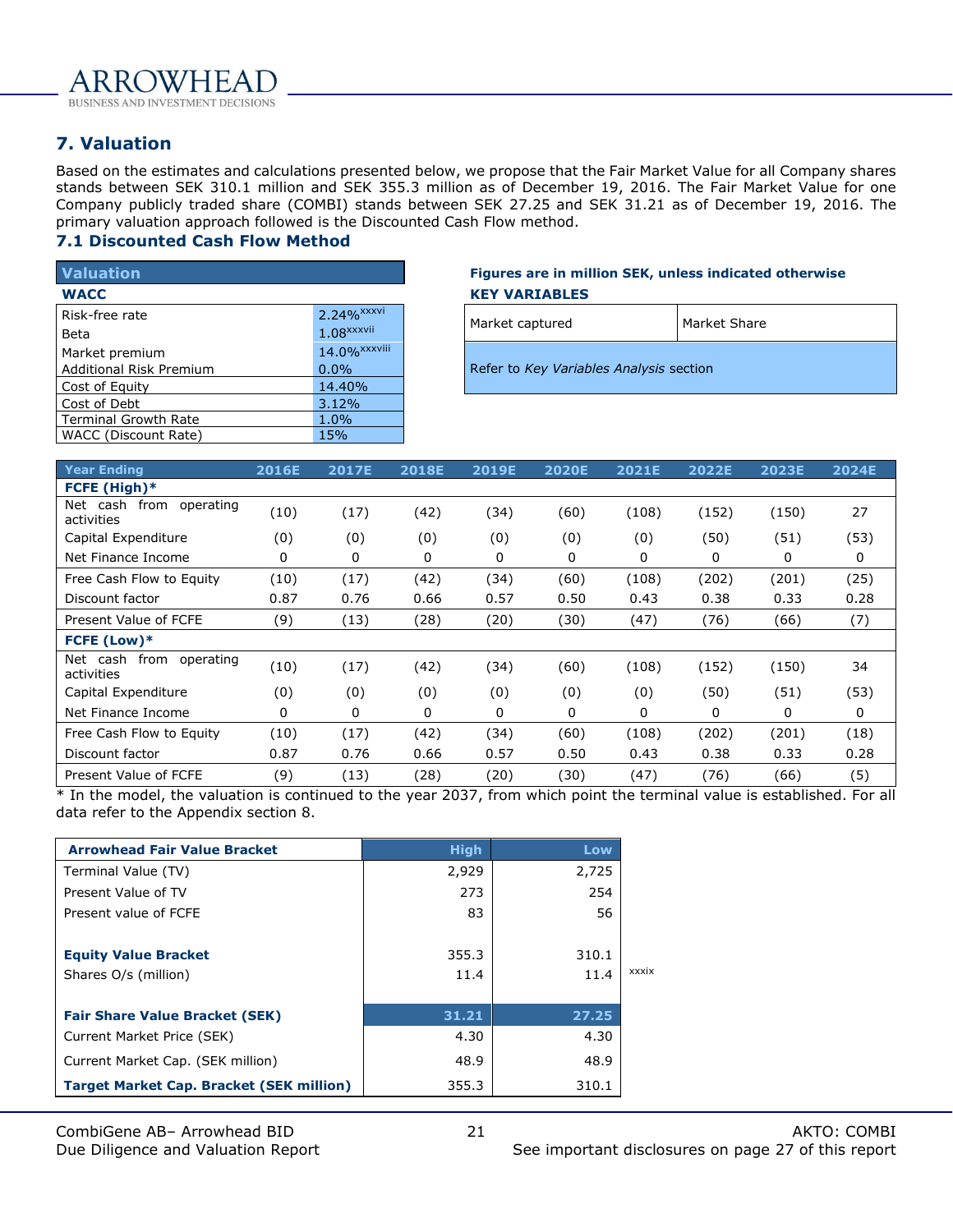## 7. Valuation

Based on the estimates and calculations presented below, we propose that the Fair Market Value for all Company shares stands between SEK 310.1 million and SEK 355.3 million as of December 19, 2016. The Fair Market Value for one Company publicly traded share (COMBI) stands between SEK 27.25 and SEK 31.21 as of December 19, 2016. The primary valuation approach followed is the Discounted Cash Flow method.

### 7.1 Discounted Cash Flow Method

| Valuation | |
|---|---|
| **WACC** | |
| Risk-free rate | 2.24%[xxxvi] |
| Beta | 1.08[xxxvii] |
| Market premium | 14.0%[xxxviii] |
| Additional Risk Premium | 0.0% |
| Cost of Equity | 14.40% |
| Cost of Debt | 3.12% |
| Terminal Growth Rate | 1.0% |
| WACC (Discount Rate) | 15% |

**Figures are in million SEK, unless indicated otherwise**

**KEY VARIABLES**

| Market captured | Market Share |
|---|---|
| Refer to *Key Variables Analysis* section | |

| Year Ending | 2016E | 2017E | 2018E | 2019E | 2020E | 2021E | 2022E | 2023E | 2024E |
|---|---|---|---|---|---|---|---|---|---|
| **FCFE (High)*** | | | | | | | | | |
| Net cash from operating activities | (10) | (17) | (42) | (34) | (60) | (108) | (152) | (150) | 27 |
| Capital Expenditure | (0) | (0) | (0) | (0) | (0) | (0) | (50) | (51) | (53) |
| Net Finance Income | 0 | 0 | 0 | 0 | 0 | 0 | 0 | 0 | 0 |
| Free Cash Flow to Equity | (10) | (17) | (42) | (34) | (60) | (108) | (202) | (201) | (25) |
| Discount factor | 0.87 | 0.76 | 0.66 | 0.57 | 0.50 | 0.43 | 0.38 | 0.33 | 0.28 |
| Present Value of FCFE | (9) | (13) | (28) | (20) | (30) | (47) | (76) | (66) | (7) |
| **FCFE (Low)*** | | | | | | | | | |
| Net cash from operating activities | (10) | (17) | (42) | (34) | (60) | (108) | (152) | (150) | 34 |
| Capital Expenditure | (0) | (0) | (0) | (0) | (0) | (0) | (50) | (51) | (53) |
| Net Finance Income | 0 | 0 | 0 | 0 | 0 | 0 | 0 | 0 | 0 |
| Free Cash Flow to Equity | (10) | (17) | (42) | (34) | (60) | (108) | (202) | (201) | (18) |
| Discount factor | 0.87 | 0.76 | 0.66 | 0.57 | 0.50 | 0.43 | 0.38 | 0.33 | 0.28 |
| Present Value of FCFE | (9) | (13) | (28) | (20) | (30) | (47) | (76) | (66) | (5) |

\* In the model, the valuation is continued to the year 2037, from which point the terminal value is established. For all data refer to the Appendix section 8.

| Arrowhead Fair Value Bracket | High | Low |
|---|---|---|
| Terminal Value (TV) | 2,929 | 2,725 |
| Present Value of TV | 273 | 254 |
| Present value of FCFE | 83 | 56 |
| | | |
| **Equity Value Bracket** | 355.3 | 310.1 |
| Shares O/s (million) | 11.4 | 11.4 [xxxix] |
| | | |
| **Fair Share Value Bracket (SEK)** | 31.21 | 27.25 |
| Current Market Price (SEK) | 4.30 | 4.30 |
| Current Market Cap. (SEK million) | 48.9 | 48.9 |
| **Target Market Cap. Bracket (SEK million)** | 355.3 | 310.1 |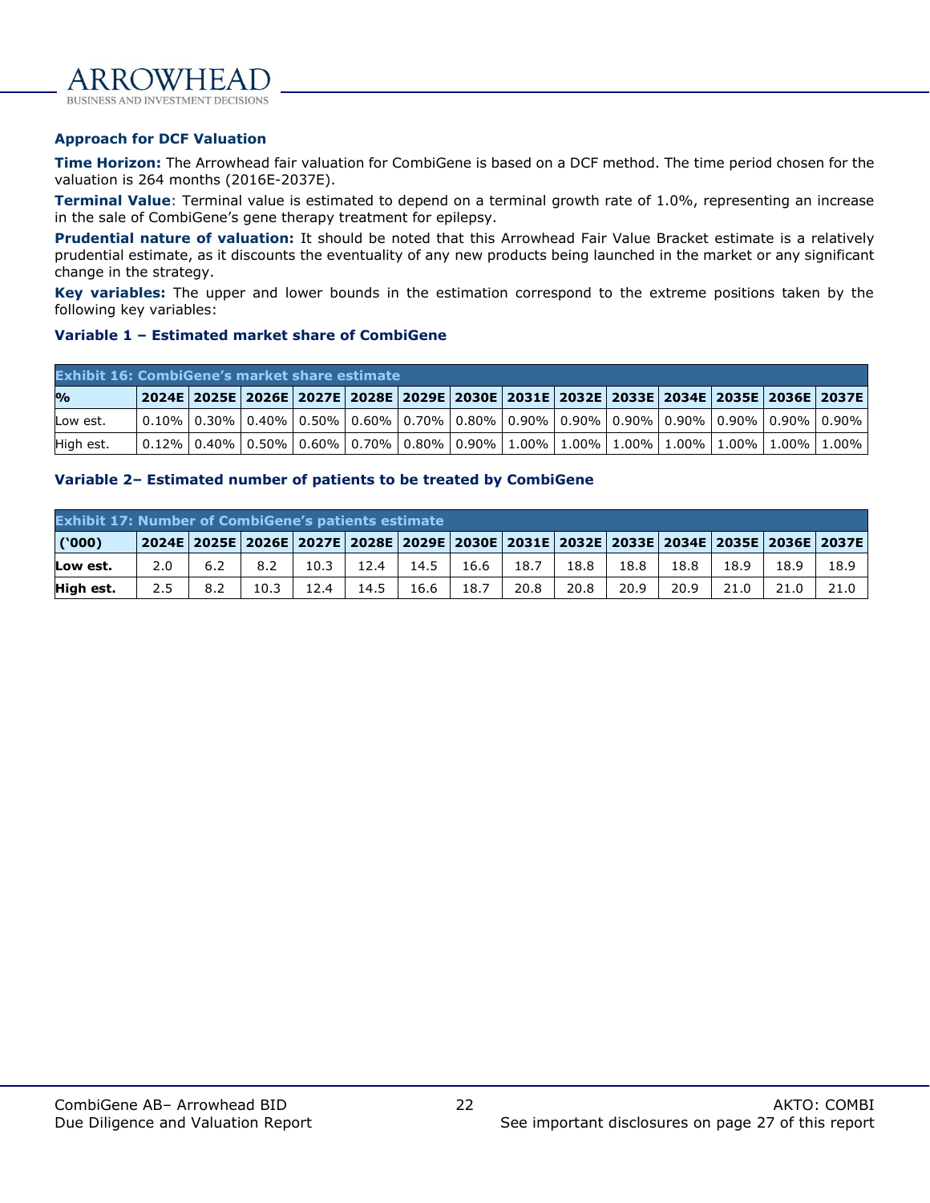### Approach for DCF Valuation

**Time Horizon:** The Arrowhead fair valuation for CombiGene is based on a DCF method. The time period chosen for the valuation is 264 months (2016E-2037E).

**Terminal Value**: Terminal value is estimated to depend on a terminal growth rate of 1.0%, representing an increase in the sale of CombiGene's gene therapy treatment for epilepsy.

**Prudential nature of valuation:** It should be noted that this Arrowhead Fair Value Bracket estimate is a relatively prudential estimate, as it discounts the eventuality of any new products being launched in the market or any significant change in the strategy.

**Key variables:** The upper and lower bounds in the estimation correspond to the extreme positions taken by the following key variables:

#### Variable 1 – Estimated market share of CombiGene

**Exhibit 16: CombiGene's market share estimate**

| % | 2024E | 2025E | 2026E | 2027E | 2028E | 2029E | 2030E | 2031E | 2032E | 2033E | 2034E | 2035E | 2036E | 2037E |
|---|---|---|---|---|---|---|---|---|---|---|---|---|---|---|
| Low est. | 0.10% | 0.30% | 0.40% | 0.50% | 0.60% | 0.70% | 0.80% | 0.90% | 0.90% | 0.90% | 0.90% | 0.90% | 0.90% | 0.90% |
| High est. | 0.12% | 0.40% | 0.50% | 0.60% | 0.70% | 0.80% | 0.90% | 1.00% | 1.00% | 1.00% | 1.00% | 1.00% | 1.00% | 1.00% |

#### Variable 2– Estimated number of patients to be treated by CombiGene

**Exhibit 17: Number of CombiGene's patients estimate**

| ('000) | 2024E | 2025E | 2026E | 2027E | 2028E | 2029E | 2030E | 2031E | 2032E | 2033E | 2034E | 2035E | 2036E | 2037E |
|---|---|---|---|---|---|---|---|---|---|---|---|---|---|---|
| **Low est.** | 2.0 | 6.2 | 8.2 | 10.3 | 12.4 | 14.5 | 16.6 | 18.7 | 18.8 | 18.8 | 18.8 | 18.9 | 18.9 | 18.9 |
| **High est.** | 2.5 | 8.2 | 10.3 | 12.4 | 14.5 | 16.6 | 18.7 | 20.8 | 20.8 | 20.9 | 20.9 | 21.0 | 21.0 | 21.0 |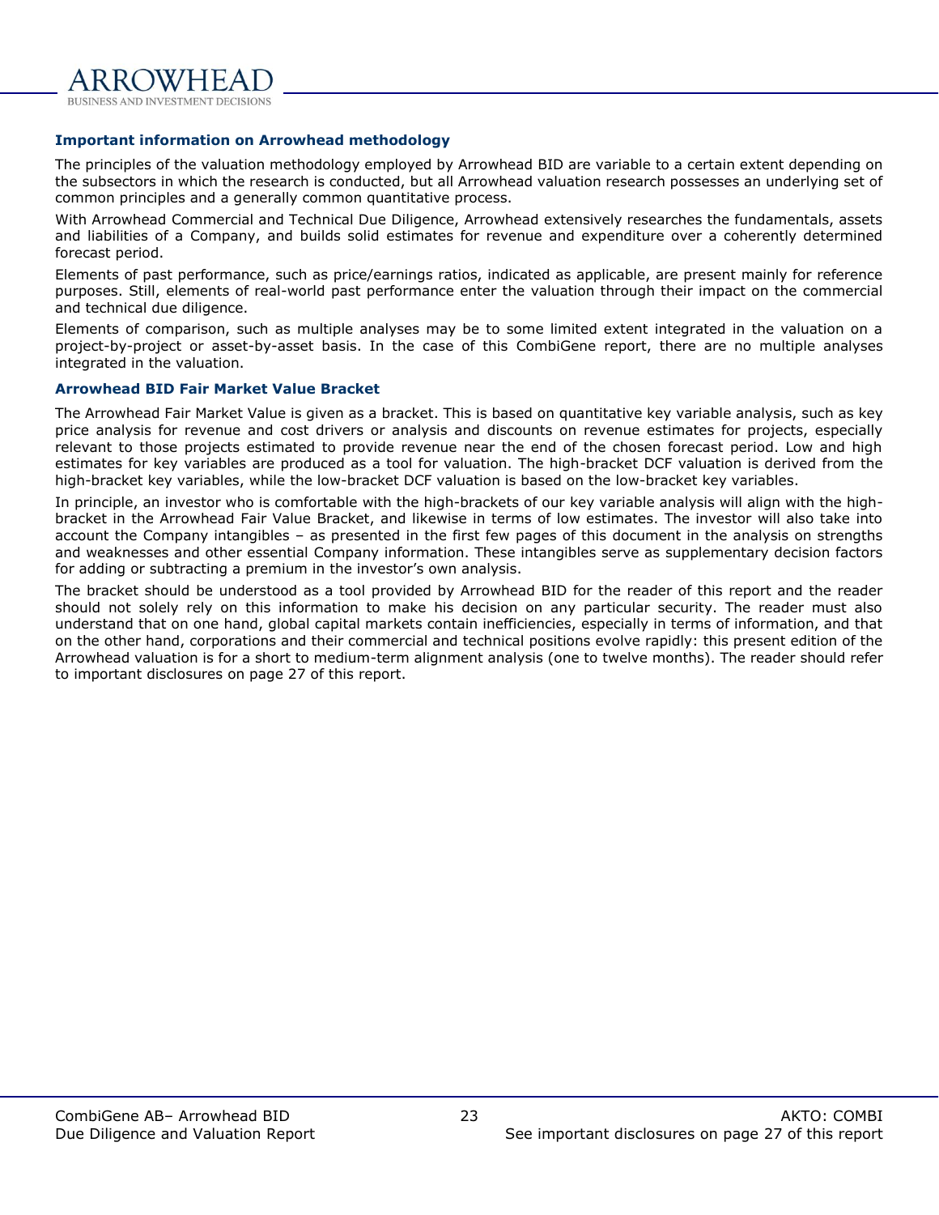## Important information on Arrowhead methodology

The principles of the valuation methodology employed by Arrowhead BID are variable to a certain extent depending on the subsectors in which the research is conducted, but all Arrowhead valuation research possesses an underlying set of common principles and a generally common quantitative process.

With Arrowhead Commercial and Technical Due Diligence, Arrowhead extensively researches the fundamentals, assets and liabilities of a Company, and builds solid estimates for revenue and expenditure over a coherently determined forecast period.

Elements of past performance, such as price/earnings ratios, indicated as applicable, are present mainly for reference purposes. Still, elements of real-world past performance enter the valuation through their impact on the commercial and technical due diligence.

Elements of comparison, such as multiple analyses may be to some limited extent integrated in the valuation on a project-by-project or asset-by-asset basis. In the case of this CombiGene report, there are no multiple analyses integrated in the valuation.

## Arrowhead BID Fair Market Value Bracket

The Arrowhead Fair Market Value is given as a bracket. This is based on quantitative key variable analysis, such as key price analysis for revenue and cost drivers or analysis and discounts on revenue estimates for projects, especially relevant to those projects estimated to provide revenue near the end of the chosen forecast period. Low and high estimates for key variables are produced as a tool for valuation. The high-bracket DCF valuation is derived from the high-bracket key variables, while the low-bracket DCF valuation is based on the low-bracket key variables.

In principle, an investor who is comfortable with the high-brackets of our key variable analysis will align with the high-bracket in the Arrowhead Fair Value Bracket, and likewise in terms of low estimates. The investor will also take into account the Company intangibles – as presented in the first few pages of this document in the analysis on strengths and weaknesses and other essential Company information. These intangibles serve as supplementary decision factors for adding or subtracting a premium in the investor's own analysis.

The bracket should be understood as a tool provided by Arrowhead BID for the reader of this report and the reader should not solely rely on this information to make his decision on any particular security. The reader must also understand that on one hand, global capital markets contain inefficiencies, especially in terms of information, and that on the other hand, corporations and their commercial and technical positions evolve rapidly: this present edition of the Arrowhead valuation is for a short to medium-term alignment analysis (one to twelve months). The reader should refer to important disclosures on page 27 of this report.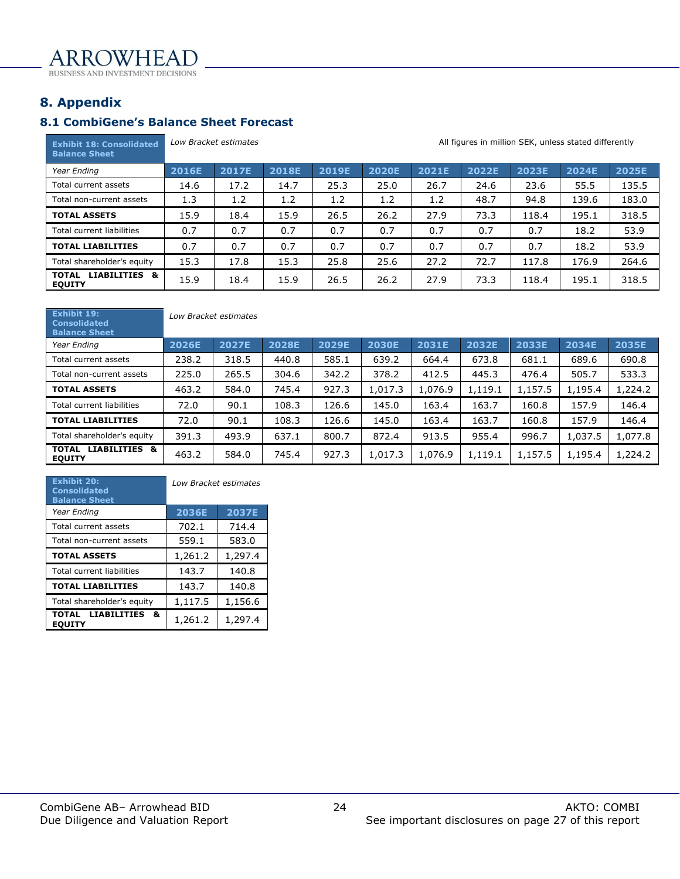## 8. Appendix

### 8.1 CombiGene's Balance Sheet Forecast

| Exhibit 18: Consolidated Balance Sheet | *Low Bracket estimates* | | | | | | | | | All figures in million SEK, unless stated differently |
|---|---|---|---|---|---|---|---|---|---|---|
| *Year Ending* | 2016E | 2017E | 2018E | 2019E | 2020E | 2021E | 2022E | 2023E | 2024E | 2025E |
| Total current assets | 14.6 | 17.2 | 14.7 | 25.3 | 25.0 | 26.7 | 24.6 | 23.6 | 55.5 | 135.5 |
| Total non-current assets | 1.3 | 1.2 | 1.2 | 1.2 | 1.2 | 1.2 | 48.7 | 94.8 | 139.6 | 183.0 |
| **TOTAL ASSETS** | 15.9 | 18.4 | 15.9 | 26.5 | 26.2 | 27.9 | 73.3 | 118.4 | 195.1 | 318.5 |
| Total current liabilities | 0.7 | 0.7 | 0.7 | 0.7 | 0.7 | 0.7 | 0.7 | 0.7 | 18.2 | 53.9 |
| **TOTAL LIABILITIES** | 0.7 | 0.7 | 0.7 | 0.7 | 0.7 | 0.7 | 0.7 | 0.7 | 18.2 | 53.9 |
| Total shareholder's equity | 15.3 | 17.8 | 15.3 | 25.8 | 25.6 | 27.2 | 72.7 | 117.8 | 176.9 | 264.6 |
| **TOTAL LIABILITIES & EQUITY** | 15.9 | 18.4 | 15.9 | 26.5 | 26.2 | 27.9 | 73.3 | 118.4 | 195.1 | 318.5 |

| Exhibit 19: Consolidated Balance Sheet | *Low Bracket estimates* | | | | | | | | | |
|---|---|---|---|---|---|---|---|---|---|---|
| *Year Ending* | 2026E | 2027E | 2028E | 2029E | 2030E | 2031E | 2032E | 2033E | 2034E | 2035E |
| Total current assets | 238.2 | 318.5 | 440.8 | 585.1 | 639.2 | 664.4 | 673.8 | 681.1 | 689.6 | 690.8 |
| Total non-current assets | 225.0 | 265.5 | 304.6 | 342.2 | 378.2 | 412.5 | 445.3 | 476.4 | 505.7 | 533.3 |
| **TOTAL ASSETS** | 463.2 | 584.0 | 745.4 | 927.3 | 1,017.3 | 1,076.9 | 1,119.1 | 1,157.5 | 1,195.4 | 1,224.2 |
| Total current liabilities | 72.0 | 90.1 | 108.3 | 126.6 | 145.0 | 163.4 | 163.7 | 160.8 | 157.9 | 146.4 |
| **TOTAL LIABILITIES** | 72.0 | 90.1 | 108.3 | 126.6 | 145.0 | 163.4 | 163.7 | 160.8 | 157.9 | 146.4 |
| Total shareholder's equity | 391.3 | 493.9 | 637.1 | 800.7 | 872.4 | 913.5 | 955.4 | 996.7 | 1,037.5 | 1,077.8 |
| **TOTAL LIABILITIES & EQUITY** | 463.2 | 584.0 | 745.4 | 927.3 | 1,017.3 | 1,076.9 | 1,119.1 | 1,157.5 | 1,195.4 | 1,224.2 |

| Exhibit 20: Consolidated Balance Sheet | *Low Bracket estimates* | |
|---|---|---|
| *Year Ending* | 2036E | 2037E |
| Total current assets | 702.1 | 714.4 |
| Total non-current assets | 559.1 | 583.0 |
| **TOTAL ASSETS** | 1,261.2 | 1,297.4 |
| Total current liabilities | 143.7 | 140.8 |
| **TOTAL LIABILITIES** | 143.7 | 140.8 |
| Total shareholder's equity | 1,117.5 | 1,156.6 |
| **TOTAL LIABILITIES & EQUITY** | 1,261.2 | 1,297.4 |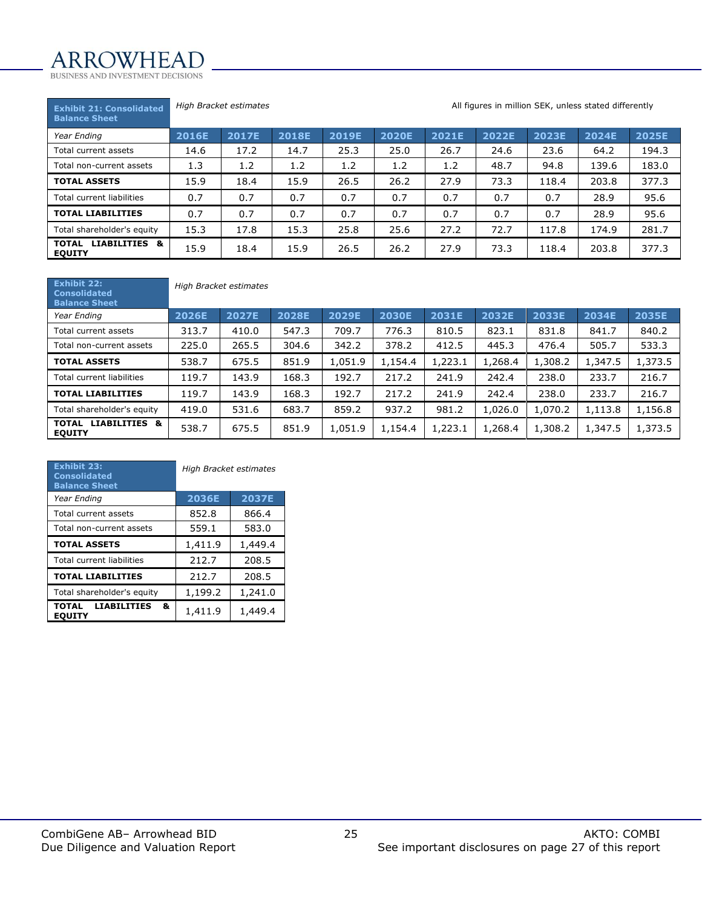**Exhibit 21: Consolidated Balance Sheet** — *High Bracket estimates* — All figures in million SEK, unless stated differently

| *Year Ending* | 2016E | 2017E | 2018E | 2019E | 2020E | 2021E | 2022E | 2023E | 2024E | 2025E |
|---|---|---|---|---|---|---|---|---|---|---|
| Total current assets | 14.6 | 17.2 | 14.7 | 25.3 | 25.0 | 26.7 | 24.6 | 23.6 | 64.2 | 194.3 |
| Total non-current assets | 1.3 | 1.2 | 1.2 | 1.2 | 1.2 | 1.2 | 48.7 | 94.8 | 139.6 | 183.0 |
| **TOTAL ASSETS** | 15.9 | 18.4 | 15.9 | 26.5 | 26.2 | 27.9 | 73.3 | 118.4 | 203.8 | 377.3 |
| Total current liabilities | 0.7 | 0.7 | 0.7 | 0.7 | 0.7 | 0.7 | 0.7 | 0.7 | 28.9 | 95.6 |
| **TOTAL LIABILITIES** | 0.7 | 0.7 | 0.7 | 0.7 | 0.7 | 0.7 | 0.7 | 0.7 | 28.9 | 95.6 |
| Total shareholder's equity | 15.3 | 17.8 | 15.3 | 25.8 | 25.6 | 27.2 | 72.7 | 117.8 | 174.9 | 281.7 |
| **TOTAL LIABILITIES & EQUITY** | 15.9 | 18.4 | 15.9 | 26.5 | 26.2 | 27.9 | 73.3 | 118.4 | 203.8 | 377.3 |

**Exhibit 22: Consolidated Balance Sheet** — *High Bracket estimates*

| *Year Ending* | 2026E | 2027E | 2028E | 2029E | 2030E | 2031E | 2032E | 2033E | 2034E | 2035E |
|---|---|---|---|---|---|---|---|---|---|---|
| Total current assets | 313.7 | 410.0 | 547.3 | 709.7 | 776.3 | 810.5 | 823.1 | 831.8 | 841.7 | 840.2 |
| Total non-current assets | 225.0 | 265.5 | 304.6 | 342.2 | 378.2 | 412.5 | 445.3 | 476.4 | 505.7 | 533.3 |
| **TOTAL ASSETS** | 538.7 | 675.5 | 851.9 | 1,051.9 | 1,154.4 | 1,223.1 | 1,268.4 | 1,308.2 | 1,347.5 | 1,373.5 |
| Total current liabilities | 119.7 | 143.9 | 168.3 | 192.7 | 217.2 | 241.9 | 242.4 | 238.0 | 233.7 | 216.7 |
| **TOTAL LIABILITIES** | 119.7 | 143.9 | 168.3 | 192.7 | 217.2 | 241.9 | 242.4 | 238.0 | 233.7 | 216.7 |
| Total shareholder's equity | 419.0 | 531.6 | 683.7 | 859.2 | 937.2 | 981.2 | 1,026.0 | 1,070.2 | 1,113.8 | 1,156.8 |
| **TOTAL LIABILITIES & EQUITY** | 538.7 | 675.5 | 851.9 | 1,051.9 | 1,154.4 | 1,223.1 | 1,268.4 | 1,308.2 | 1,347.5 | 1,373.5 |

**Exhibit 23: Consolidated Balance Sheet** — *High Bracket estimates*

| *Year Ending* | 2036E | 2037E |
|---|---|---|
| Total current assets | 852.8 | 866.4 |
| Total non-current assets | 559.1 | 583.0 |
| **TOTAL ASSETS** | 1,411.9 | 1,449.4 |
| Total current liabilities | 212.7 | 208.5 |
| **TOTAL LIABILITIES** | 212.7 | 208.5 |
| Total shareholder's equity | 1,199.2 | 1,241.0 |
| **TOTAL LIABILITIES & EQUITY** | 1,411.9 | 1,449.4 |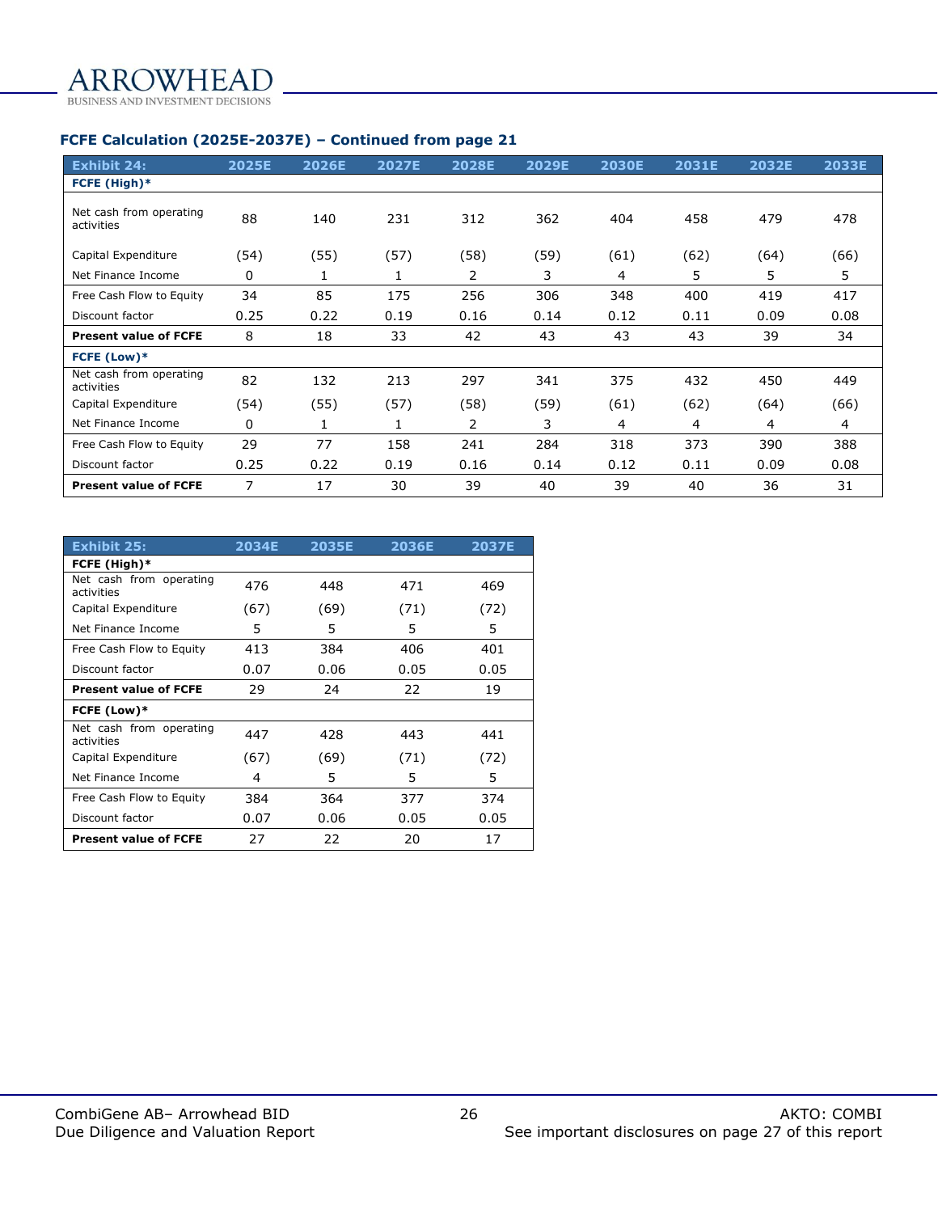### FCFE Calculation (2025E-2037E) – Continued from page 21

| Exhibit 24: | 2025E | 2026E | 2027E | 2028E | 2029E | 2030E | 2031E | 2032E | 2033E |
|---|---|---|---|---|---|---|---|---|---|
| **FCFE (High)*** | | | | | | | | | |
| Net cash from operating activities | 88 | 140 | 231 | 312 | 362 | 404 | 458 | 479 | 478 |
| Capital Expenditure | (54) | (55) | (57) | (58) | (59) | (61) | (62) | (64) | (66) |
| Net Finance Income | 0 | 1 | 1 | 2 | 3 | 4 | 5 | 5 | 5 |
| Free Cash Flow to Equity | 34 | 85 | 175 | 256 | 306 | 348 | 400 | 419 | 417 |
| Discount factor | 0.25 | 0.22 | 0.19 | 0.16 | 0.14 | 0.12 | 0.11 | 0.09 | 0.08 |
| **Present value of FCFE** | 8 | 18 | 33 | 42 | 43 | 43 | 43 | 39 | 34 |
| **FCFE (Low)*** | | | | | | | | | |
| Net cash from operating activities | 82 | 132 | 213 | 297 | 341 | 375 | 432 | 450 | 449 |
| Capital Expenditure | (54) | (55) | (57) | (58) | (59) | (61) | (62) | (64) | (66) |
| Net Finance Income | 0 | 1 | 1 | 2 | 3 | 4 | 4 | 4 | 4 |
| Free Cash Flow to Equity | 29 | 77 | 158 | 241 | 284 | 318 | 373 | 390 | 388 |
| Discount factor | 0.25 | 0.22 | 0.19 | 0.16 | 0.14 | 0.12 | 0.11 | 0.09 | 0.08 |
| **Present value of FCFE** | 7 | 17 | 30 | 39 | 40 | 39 | 40 | 36 | 31 |

| Exhibit 25: | 2034E | 2035E | 2036E | 2037E |
|---|---|---|---|---|
| **FCFE (High)*** | | | | |
| Net cash from operating activities | 476 | 448 | 471 | 469 |
| Capital Expenditure | (67) | (69) | (71) | (72) |
| Net Finance Income | 5 | 5 | 5 | 5 |
| Free Cash Flow to Equity | 413 | 384 | 406 | 401 |
| Discount factor | 0.07 | 0.06 | 0.05 | 0.05 |
| **Present value of FCFE** | 29 | 24 | 22 | 19 |
| **FCFE (Low)*** | | | | |
| Net cash from operating activities | 447 | 428 | 443 | 441 |
| Capital Expenditure | (67) | (69) | (71) | (72) |
| Net Finance Income | 4 | 5 | 5 | 5 |
| Free Cash Flow to Equity | 384 | 364 | 377 | 374 |
| Discount factor | 0.07 | 0.06 | 0.05 | 0.05 |
| **Present value of FCFE** | 27 | 22 | 20 | 17 |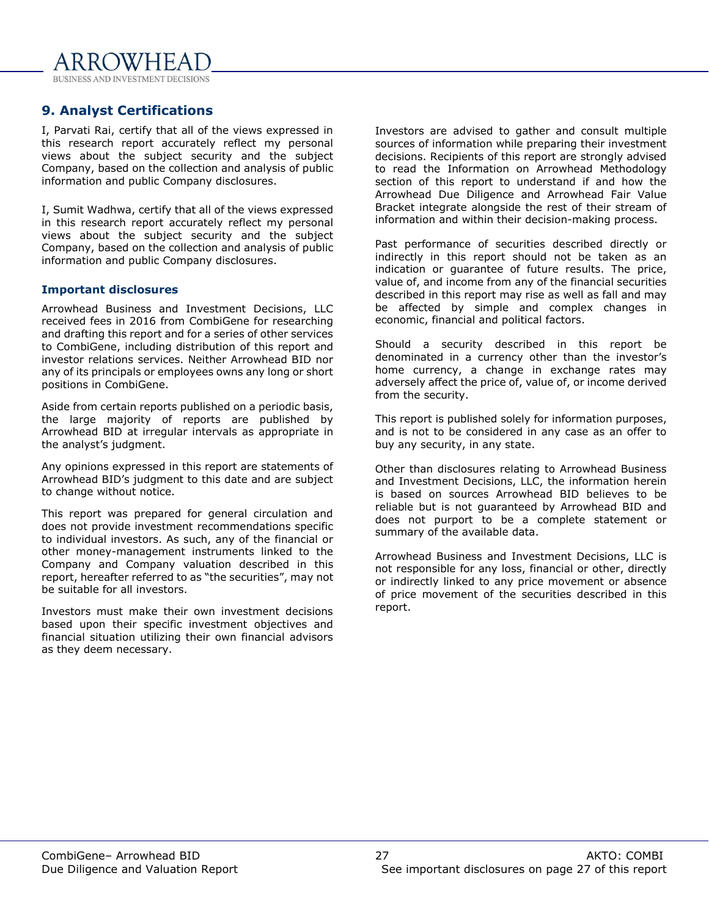## 9. Analyst Certifications

I, Parvati Rai, certify that all of the views expressed in this research report accurately reflect my personal views about the subject security and the subject Company, based on the collection and analysis of public information and public Company disclosures.

I, Sumit Wadhwa, certify that all of the views expressed in this research report accurately reflect my personal views about the subject security and the subject Company, based on the collection and analysis of public information and public Company disclosures.

### Important disclosures

Arrowhead Business and Investment Decisions, LLC received fees in 2016 from CombiGene for researching and drafting this report and for a series of other services to CombiGene, including distribution of this report and investor relations services. Neither Arrowhead BID nor any of its principals or employees owns any long or short positions in CombiGene.

Aside from certain reports published on a periodic basis, the large majority of reports are published by Arrowhead BID at irregular intervals as appropriate in the analyst's judgment.

Any opinions expressed in this report are statements of Arrowhead BID's judgment to this date and are subject to change without notice.

This report was prepared for general circulation and does not provide investment recommendations specific to individual investors. As such, any of the financial or other money-management instruments linked to the Company and Company valuation described in this report, hereafter referred to as "the securities", may not be suitable for all investors.

Investors must make their own investment decisions based upon their specific investment objectives and financial situation utilizing their own financial advisors as they deem necessary.

Investors are advised to gather and consult multiple sources of information while preparing their investment decisions. Recipients of this report are strongly advised to read the Information on Arrowhead Methodology section of this report to understand if and how the Arrowhead Due Diligence and Arrowhead Fair Value Bracket integrate alongside the rest of their stream of information and within their decision-making process.

Past performance of securities described directly or indirectly in this report should not be taken as an indication or guarantee of future results. The price, value of, and income from any of the financial securities described in this report may rise as well as fall and may be affected by simple and complex changes in economic, financial and political factors.

Should a security described in this report be denominated in a currency other than the investor's home currency, a change in exchange rates may adversely affect the price of, value of, or income derived from the security.

This report is published solely for information purposes, and is not to be considered in any case as an offer to buy any security, in any state.

Other than disclosures relating to Arrowhead Business and Investment Decisions, LLC, the information herein is based on sources Arrowhead BID believes to be reliable but is not guaranteed by Arrowhead BID and does not purport to be a complete statement or summary of the available data.

Arrowhead Business and Investment Decisions, LLC is not responsible for any loss, financial or other, directly or indirectly linked to any price movement or absence of price movement of the securities described in this report.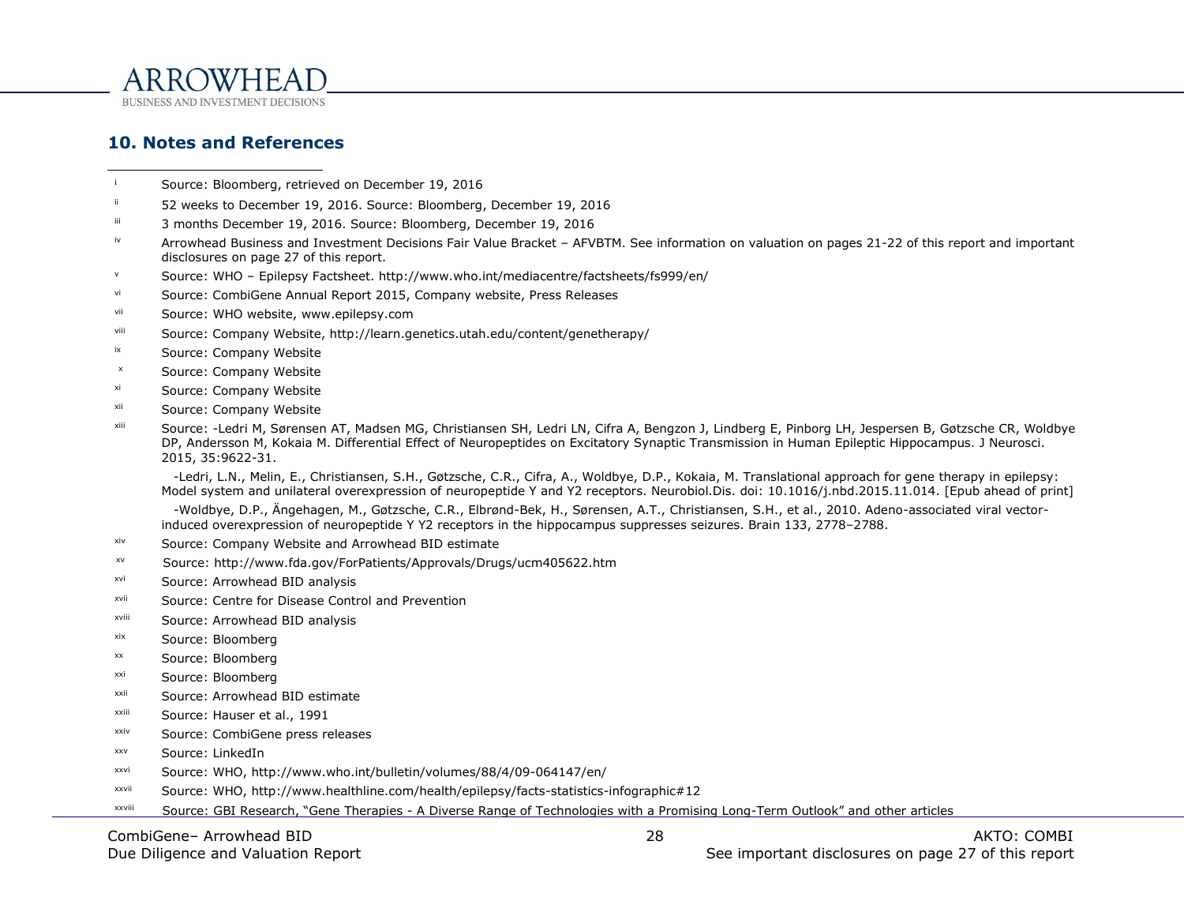## 10. Notes and References

- [i] Source: Bloomberg, retrieved on December 19, 2016
- [ii] 52 weeks to December 19, 2016. Source: Bloomberg, December 19, 2016
- [iii] 3 months December 19, 2016. Source: Bloomberg, December 19, 2016
- [iv] Arrowhead Business and Investment Decisions Fair Value Bracket – AFVBTM. See information on valuation on pages 21-22 of this report and important disclosures on page 27 of this report.
- [v] Source: WHO – Epilepsy Factsheet. http://www.who.int/mediacentre/factsheets/fs999/en/
- [vi] Source: CombiGene Annual Report 2015, Company website, Press Releases
- [vii] Source: WHO website, www.epilepsy.com
- [viii] Source: Company Website, http://learn.genetics.utah.edu/content/genetherapy/
- [ix] Source: Company Website
- [x] Source: Company Website
- [xi] Source: Company Website
- [xii] Source: Company Website
- [xiii] Source: -Ledri M, Sørensen AT, Madsen MG, Christiansen SH, Ledri LN, Cifra A, Bengzon J, Lindberg E, Pinborg LH, Jespersen B, Gøtzsche CR, Woldbye DP, Andersson M, Kokaia M. Differential Effect of Neuropeptides on Excitatory Synaptic Transmission in Human Epileptic Hippocampus. J Neurosci. 2015, 35:9622-31.

  -Ledri, L.N., Melin, E., Christiansen, S.H., Gøtzsche, C.R., Cifra, A., Woldbye, D.P., Kokaia, M. Translational approach for gene therapy in epilepsy: Model system and unilateral overexpression of neuropeptide Y and Y2 receptors. Neurobiol.Dis. doi: 10.1016/j.nbd.2015.11.014. [Epub ahead of print]

  -Woldbye, D.P., Ängehagen, M., Gøtzsche, C.R., Elbrønd-Bek, H., Sørensen, A.T., Christiansen, S.H., et al., 2010. Adeno-associated viral vector-induced overexpression of neuropeptide Y Y2 receptors in the hippocampus suppresses seizures. Brain 133, 2778–2788.
- [xiv] Source: Company Website and Arrowhead BID estimate
- [xv] Source: http://www.fda.gov/ForPatients/Approvals/Drugs/ucm405622.htm
- [xvi] Source: Arrowhead BID analysis
- [xvii] Source: Centre for Disease Control and Prevention
- [xviii] Source: Arrowhead BID analysis
- [xix] Source: Bloomberg
- [xx] Source: Bloomberg
- [xxi] Source: Bloomberg
- [xxii] Source: Arrowhead BID estimate
- [xxiii] Source: Hauser et al., 1991
- [xxiv] Source: CombiGene press releases
- [xxv] Source: LinkedIn
- [xxvi] Source: WHO, http://www.who.int/bulletin/volumes/88/4/09-064147/en/
- [xxvii] Source: WHO, http://www.healthline.com/health/epilepsy/facts-statistics-infographic#12
- [xxviii] Source: GBI Research, "Gene Therapies - A Diverse Range of Technologies with a Promising Long-Term Outlook" and other articles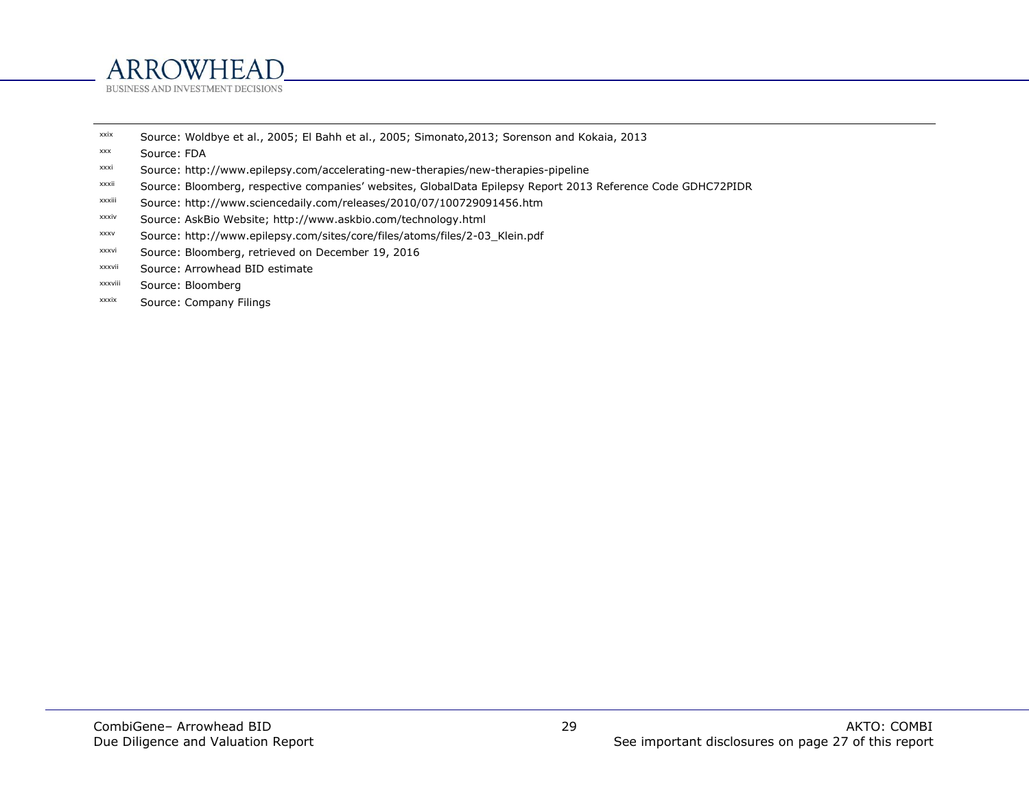[xxix] Source: Woldbye et al., 2005; El Bahh et al., 2005; Simonato,2013; Sorenson and Kokaia, 2013

[xxx] Source: FDA

[xxxi] Source: http://www.epilepsy.com/accelerating-new-therapies/new-therapies-pipeline

[xxxii] Source: Bloomberg, respective companies' websites, GlobalData Epilepsy Report 2013 Reference Code GDHC72PIDR

[xxxiii] Source: http://www.sciencedaily.com/releases/2010/07/100729091456.htm

[xxxiv] Source: AskBio Website; http://www.askbio.com/technology.html

[xxxv] Source: http://www.epilepsy.com/sites/core/files/atoms/files/2-03_Klein.pdf

[xxxvi] Source: Bloomberg, retrieved on December 19, 2016

[xxxvii] Source: Arrowhead BID estimate

[xxxviii] Source: Bloomberg

[xxxix] Source: Company Filings